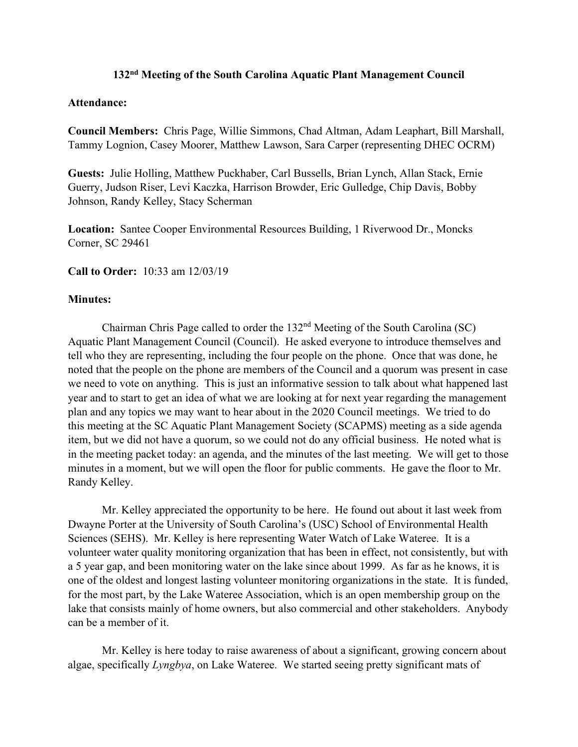# 132nd Meeting of the South Carolina Aquatic Plant Management Council

**Attendance:**

**Council Members:** Chris Page, Willie Simmons, Chad Altman, Adam Leaphart, Bill Marshall, Tammy Lognion, Casey Moorer, Matthew Lawson, Sara Carper (representing DHEC OCRM)

**Guests:** Julie Holling, Matthew Puckhaber, Carl Bussells, Brian Lynch, Allan Stack, Ernie Guerry, Judson Riser, Levi Kaczka, Harrison Browder, Eric Gulledge, Chip Davis, Bobby Johnson, Randy Kelley, Stacy Scherman

**Location:** Santee Cooper Environmental Resources Building, 1 Riverwood Dr., Moncks Corner, SC 29461

**Call to Order:** 10:33 am 12/03/19

**Minutes:**

Chairman Chris Page called to order the 132nd Meeting of the South Carolina (SC) Aquatic Plant Management Council (Council). He asked everyone to introduce themselves and tell who they are representing, including the four people on the phone. Once that was done, he noted that the people on the phone are members of the Council and a quorum was present in case we need to vote on anything. This is just an informative session to talk about what happened last year and to start to get an idea of what we are looking at for next year regarding the management plan and any topics we may want to hear about in the 2020 Council meetings. We tried to do this meeting at the SC Aquatic Plant Management Society (SCAPMS) meeting as a side agenda item, but we did not have a quorum, so we could not do any official business. He noted what is in the meeting packet today: an agenda, and the minutes of the last meeting. We will get to those minutes in a moment, but we will open the floor for public comments. He gave the floor to Mr. Randy Kelley.

Mr. Kelley appreciated the opportunity to be here. He found out about it last week from Dwayne Porter at the University of South Carolina's (USC) School of Environmental Health Sciences (SEHS). Mr. Kelley is here representing Water Watch of Lake Wateree. It is a volunteer water quality monitoring organization that has been in effect, not consistently, but with a 5 year gap, and been monitoring water on the lake since about 1999. As far as he knows, it is one of the oldest and longest lasting volunteer monitoring organizations in the state. It is funded, for the most part, by the Lake Wateree Association, which is an open membership group on the lake that consists mainly of home owners, but also commercial and other stakeholders. Anybody can be a member of it.

Mr. Kelley is here today to raise awareness of about a significant, growing concern about algae, specifically *Lyngbya*, on Lake Wateree. We started seeing pretty significant mats of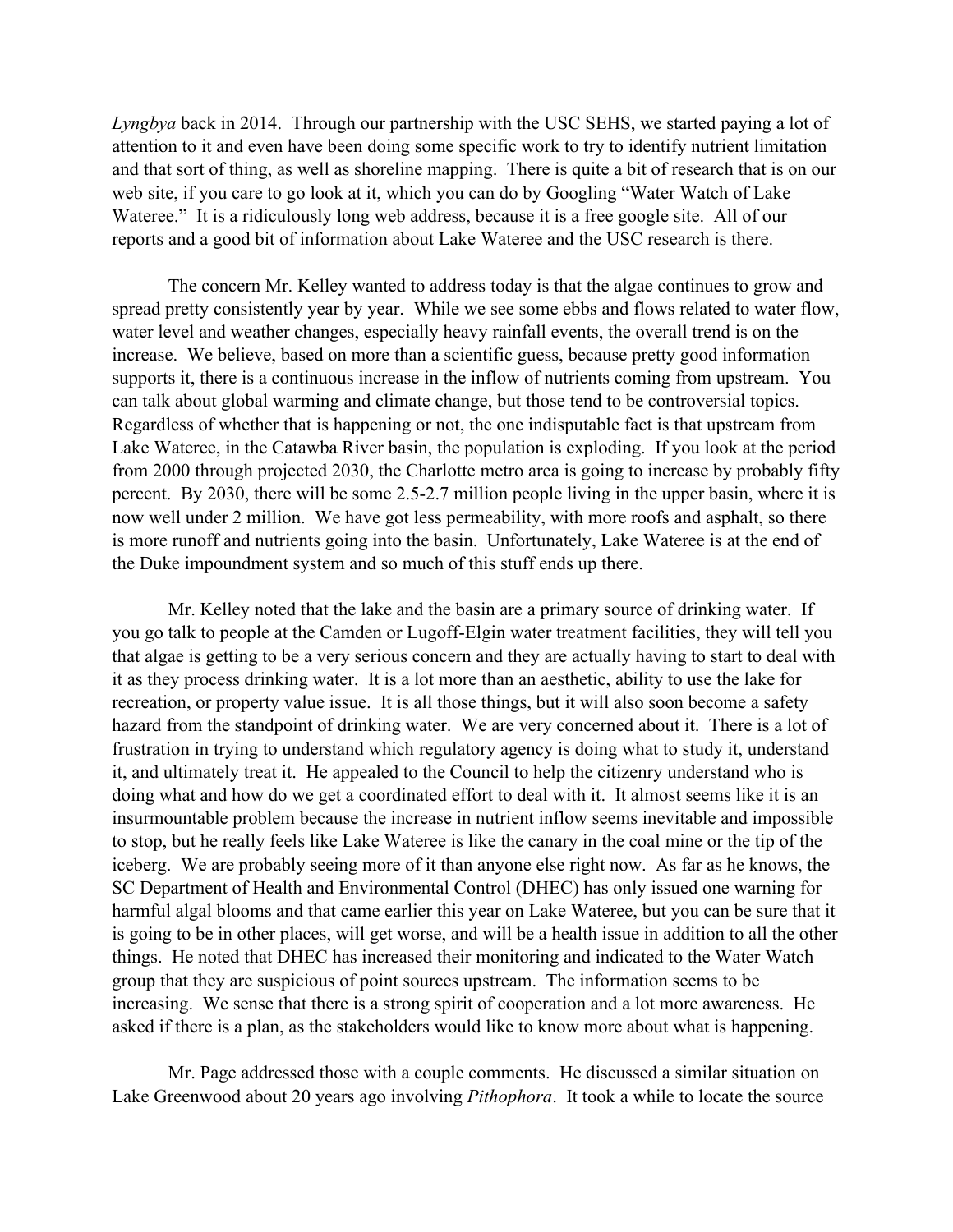*Lyngbya* back in 2014. Through our partnership with the USC SEHS, we started paying a lot of attention to it and even have been doing some specific work to try to identify nutrient limitation and that sort of thing, as well as shoreline mapping. There is quite a bit of research that is on our web site, if you care to go look at it, which you can do by Googling "Water Watch of Lake Wateree." It is a ridiculously long web address, because it is a free google site. All of our reports and a good bit of information about Lake Wateree and the USC research is there.

The concern Mr. Kelley wanted to address today is that the algae continues to grow and spread pretty consistently year by year. While we see some ebbs and flows related to water flow, water level and weather changes, especially heavy rainfall events, the overall trend is on the increase. We believe, based on more than a scientific guess, because pretty good information supports it, there is a continuous increase in the inflow of nutrients coming from upstream. You can talk about global warming and climate change, but those tend to be controversial topics. Regardless of whether that is happening or not, the one indisputable fact is that upstream from Lake Wateree, in the Catawba River basin, the population is exploding. If you look at the period from 2000 through projected 2030, the Charlotte metro area is going to increase by probably fifty percent. By 2030, there will be some 2.5-2.7 million people living in the upper basin, where it is now well under 2 million. We have got less permeability, with more roofs and asphalt, so there is more runoff and nutrients going into the basin. Unfortunately, Lake Wateree is at the end of the Duke impoundment system and so much of this stuff ends up there.

Mr. Kelley noted that the lake and the basin are a primary source of drinking water. If you go talk to people at the Camden or Lugoff-Elgin water treatment facilities, they will tell you that algae is getting to be a very serious concern and they are actually having to start to deal with it as they process drinking water. It is a lot more than an aesthetic, ability to use the lake for recreation, or property value issue. It is all those things, but it will also soon become a safety hazard from the standpoint of drinking water. We are very concerned about it. There is a lot of frustration in trying to understand which regulatory agency is doing what to study it, understand it, and ultimately treat it. He appealed to the Council to help the citizenry understand who is doing what and how do we get a coordinated effort to deal with it. It almost seems like it is an insurmountable problem because the increase in nutrient inflow seems inevitable and impossible to stop, but he really feels like Lake Wateree is like the canary in the coal mine or the tip of the iceberg. We are probably seeing more of it than anyone else right now. As far as he knows, the SC Department of Health and Environmental Control (DHEC) has only issued one warning for harmful algal blooms and that came earlier this year on Lake Wateree, but you can be sure that it is going to be in other places, will get worse, and will be a health issue in addition to all the other things. He noted that DHEC has increased their monitoring and indicated to the Water Watch group that they are suspicious of point sources upstream. The information seems to be increasing. We sense that there is a strong spirit of cooperation and a lot more awareness. He asked if there is a plan, as the stakeholders would like to know more about what is happening.

Mr. Page addressed those with a couple comments. He discussed a similar situation on Lake Greenwood about 20 years ago involving *Pithophora*. It took a while to locate the source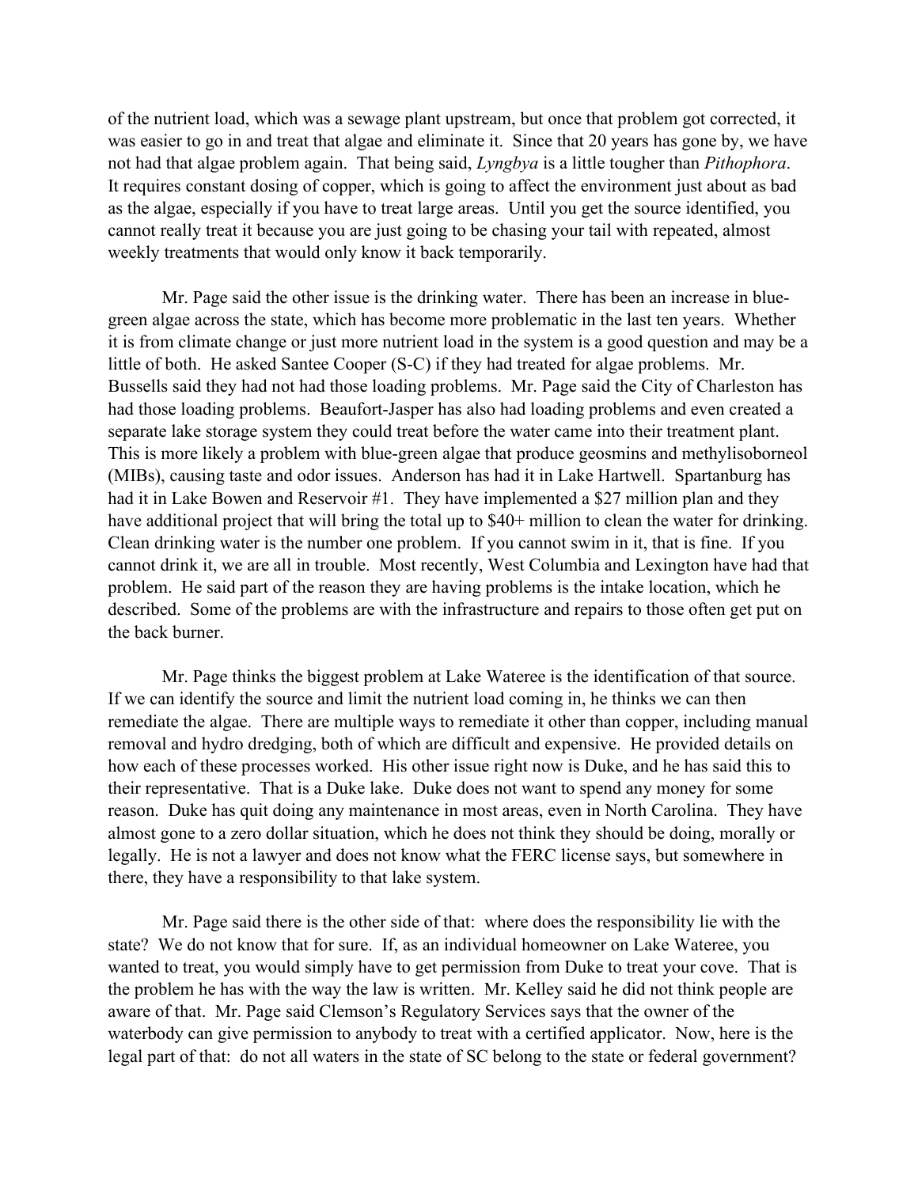of the nutrient load, which was a sewage plant upstream, but once that problem got corrected, it was easier to go in and treat that algae and eliminate it. Since that 20 years has gone by, we have not had that algae problem again. That being said, *Lyngbya* is a little tougher than *Pithophora*. It requires constant dosing of copper, which is going to affect the environment just about as bad as the algae, especially if you have to treat large areas. Until you get the source identified, you cannot really treat it because you are just going to be chasing your tail with repeated, almost weekly treatments that would only know it back temporarily.

Mr. Page said the other issue is the drinking water. There has been an increase in blue-green algae across the state, which has become more problematic in the last ten years. Whether it is from climate change or just more nutrient load in the system is a good question and may be a little of both. He asked Santee Cooper (S-C) if they had treated for algae problems. Mr. Bussells said they had not had those loading problems. Mr. Page said the City of Charleston has had those loading problems. Beaufort-Jasper has also had loading problems and even created a separate lake storage system they could treat before the water came into their treatment plant. This is more likely a problem with blue-green algae that produce geosmins and methylisoborneol (MIBs), causing taste and odor issues. Anderson has had it in Lake Hartwell. Spartanburg has had it in Lake Bowen and Reservoir #1. They have implemented a $27 million plan and they have additional project that will bring the total up to $40+ million to clean the water for drinking. Clean drinking water is the number one problem. If you cannot swim in it, that is fine. If you cannot drink it, we are all in trouble. Most recently, West Columbia and Lexington have had that problem. He said part of the reason they are having problems is the intake location, which he described. Some of the problems are with the infrastructure and repairs to those often get put on the back burner.

Mr. Page thinks the biggest problem at Lake Wateree is the identification of that source. If we can identify the source and limit the nutrient load coming in, he thinks we can then remediate the algae. There are multiple ways to remediate it other than copper, including manual removal and hydro dredging, both of which are difficult and expensive. He provided details on how each of these processes worked. His other issue right now is Duke, and he has said this to their representative. That is a Duke lake. Duke does not want to spend any money for some reason. Duke has quit doing any maintenance in most areas, even in North Carolina. They have almost gone to a zero dollar situation, which he does not think they should be doing, morally or legally. He is not a lawyer and does not know what the FERC license says, but somewhere in there, they have a responsibility to that lake system.

Mr. Page said there is the other side of that: where does the responsibility lie with the state? We do not know that for sure. If, as an individual homeowner on Lake Wateree, you wanted to treat, you would simply have to get permission from Duke to treat your cove. That is the problem he has with the way the law is written. Mr. Kelley said he did not think people are aware of that. Mr. Page said Clemson's Regulatory Services says that the owner of the waterbody can give permission to anybody to treat with a certified applicator. Now, here is the legal part of that: do not all waters in the state of SC belong to the state or federal government?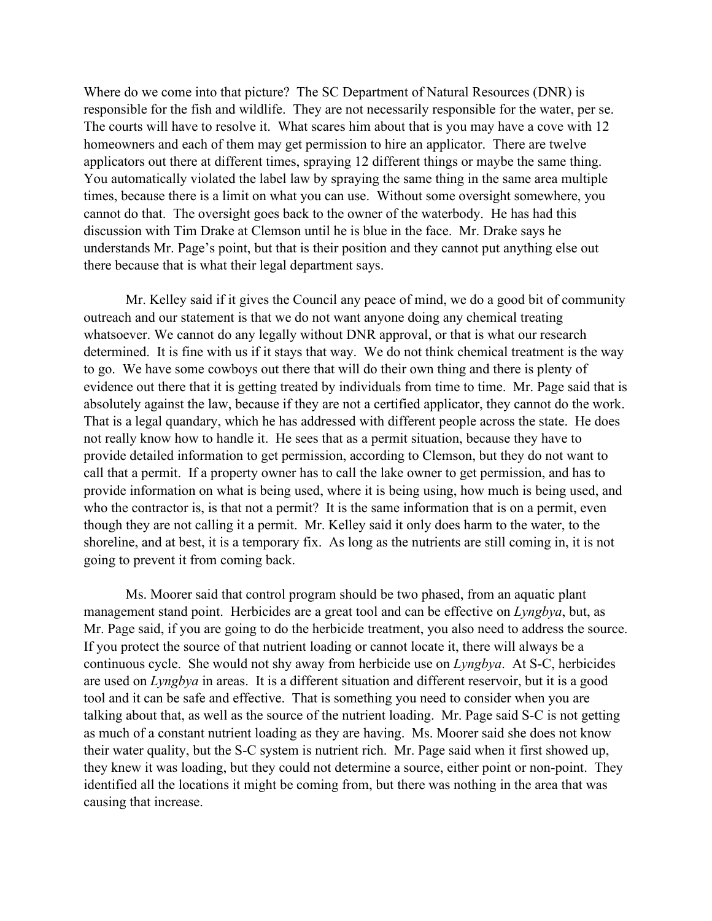Where do we come into that picture? The SC Department of Natural Resources (DNR) is responsible for the fish and wildlife. They are not necessarily responsible for the water, per se. The courts will have to resolve it. What scares him about that is you may have a cove with 12 homeowners and each of them may get permission to hire an applicator. There are twelve applicators out there at different times, spraying 12 different things or maybe the same thing. You automatically violated the label law by spraying the same thing in the same area multiple times, because there is a limit on what you can use. Without some oversight somewhere, you cannot do that. The oversight goes back to the owner of the waterbody. He has had this discussion with Tim Drake at Clemson until he is blue in the face. Mr. Drake says he understands Mr. Page's point, but that is their position and they cannot put anything else out there because that is what their legal department says.

Mr. Kelley said if it gives the Council any peace of mind, we do a good bit of community outreach and our statement is that we do not want anyone doing any chemical treating whatsoever. We cannot do any legally without DNR approval, or that is what our research determined. It is fine with us if it stays that way. We do not think chemical treatment is the way to go. We have some cowboys out there that will do their own thing and there is plenty of evidence out there that it is getting treated by individuals from time to time. Mr. Page said that is absolutely against the law, because if they are not a certified applicator, they cannot do the work. That is a legal quandary, which he has addressed with different people across the state. He does not really know how to handle it. He sees that as a permit situation, because they have to provide detailed information to get permission, according to Clemson, but they do not want to call that a permit. If a property owner has to call the lake owner to get permission, and has to provide information on what is being used, where it is being using, how much is being used, and who the contractor is, is that not a permit? It is the same information that is on a permit, even though they are not calling it a permit. Mr. Kelley said it only does harm to the water, to the shoreline, and at best, it is a temporary fix. As long as the nutrients are still coming in, it is not going to prevent it from coming back.

Ms. Moorer said that control program should be two phased, from an aquatic plant management stand point. Herbicides are a great tool and can be effective on *Lyngbya*, but, as Mr. Page said, if you are going to do the herbicide treatment, you also need to address the source. If you protect the source of that nutrient loading or cannot locate it, there will always be a continuous cycle. She would not shy away from herbicide use on *Lyngbya*. At S-C, herbicides are used on *Lyngbya* in areas. It is a different situation and different reservoir, but it is a good tool and it can be safe and effective. That is something you need to consider when you are talking about that, as well as the source of the nutrient loading. Mr. Page said S-C is not getting as much of a constant nutrient loading as they are having. Ms. Moorer said she does not know their water quality, but the S-C system is nutrient rich. Mr. Page said when it first showed up, they knew it was loading, but they could not determine a source, either point or non-point. They identified all the locations it might be coming from, but there was nothing in the area that was causing that increase.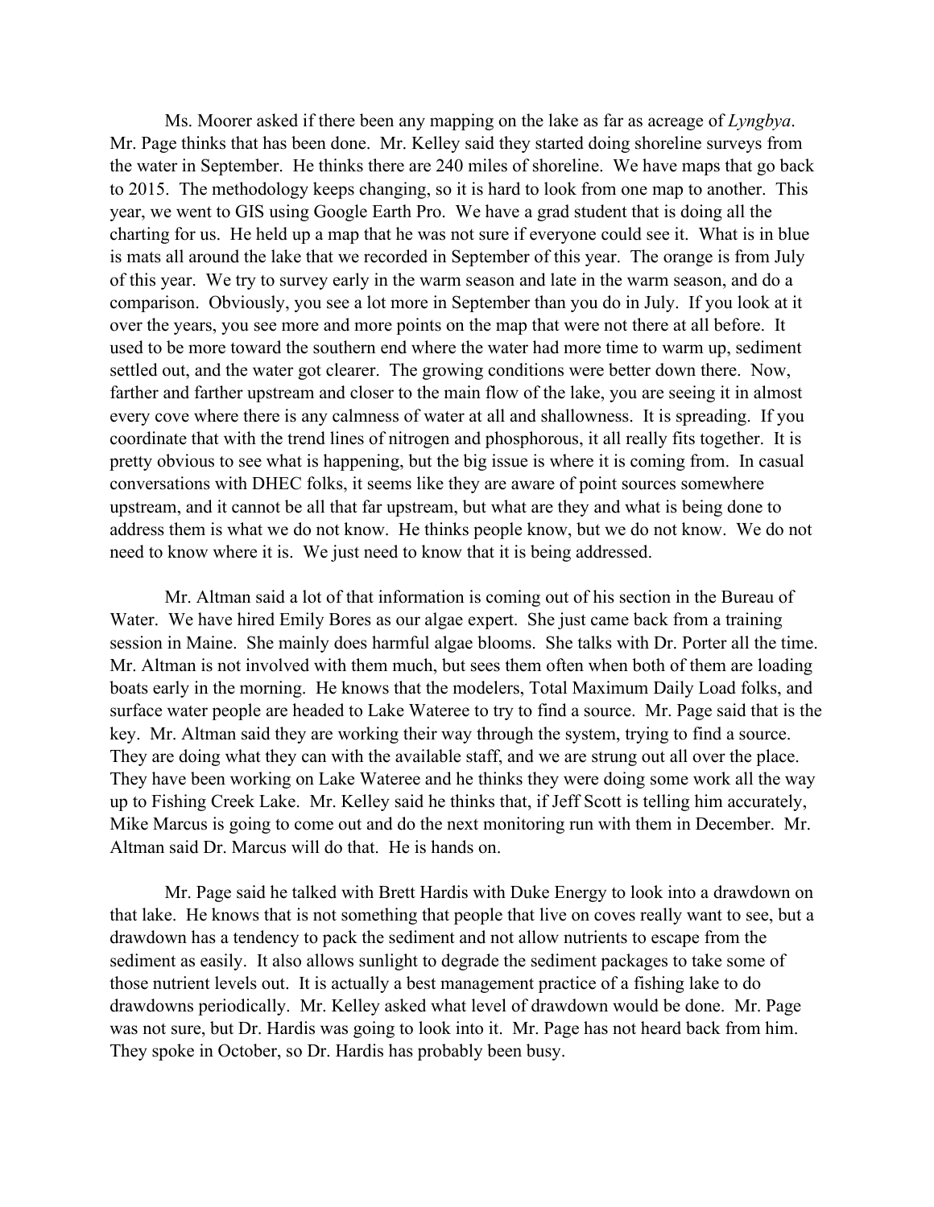Ms. Moorer asked if there been any mapping on the lake as far as acreage of *Lyngbya*. Mr. Page thinks that has been done. Mr. Kelley said they started doing shoreline surveys from the water in September. He thinks there are 240 miles of shoreline. We have maps that go back to 2015. The methodology keeps changing, so it is hard to look from one map to another. This year, we went to GIS using Google Earth Pro. We have a grad student that is doing all the charting for us. He held up a map that he was not sure if everyone could see it. What is in blue is mats all around the lake that we recorded in September of this year. The orange is from July of this year. We try to survey early in the warm season and late in the warm season, and do a comparison. Obviously, you see a lot more in September than you do in July. If you look at it over the years, you see more and more points on the map that were not there at all before. It used to be more toward the southern end where the water had more time to warm up, sediment settled out, and the water got clearer. The growing conditions were better down there. Now, farther and farther upstream and closer to the main flow of the lake, you are seeing it in almost every cove where there is any calmness of water at all and shallowness. It is spreading. If you coordinate that with the trend lines of nitrogen and phosphorous, it all really fits together. It is pretty obvious to see what is happening, but the big issue is where it is coming from. In casual conversations with DHEC folks, it seems like they are aware of point sources somewhere upstream, and it cannot be all that far upstream, but what are they and what is being done to address them is what we do not know. He thinks people know, but we do not know. We do not need to know where it is. We just need to know that it is being addressed.

Mr. Altman said a lot of that information is coming out of his section in the Bureau of Water. We have hired Emily Bores as our algae expert. She just came back from a training session in Maine. She mainly does harmful algae blooms. She talks with Dr. Porter all the time. Mr. Altman is not involved with them much, but sees them often when both of them are loading boats early in the morning. He knows that the modelers, Total Maximum Daily Load folks, and surface water people are headed to Lake Wateree to try to find a source. Mr. Page said that is the key. Mr. Altman said they are working their way through the system, trying to find a source. They are doing what they can with the available staff, and we are strung out all over the place. They have been working on Lake Wateree and he thinks they were doing some work all the way up to Fishing Creek Lake. Mr. Kelley said he thinks that, if Jeff Scott is telling him accurately, Mike Marcus is going to come out and do the next monitoring run with them in December. Mr. Altman said Dr. Marcus will do that. He is hands on.

Mr. Page said he talked with Brett Hardis with Duke Energy to look into a drawdown on that lake. He knows that is not something that people that live on coves really want to see, but a drawdown has a tendency to pack the sediment and not allow nutrients to escape from the sediment as easily. It also allows sunlight to degrade the sediment packages to take some of those nutrient levels out. It is actually a best management practice of a fishing lake to do drawdowns periodically. Mr. Kelley asked what level of drawdown would be done. Mr. Page was not sure, but Dr. Hardis was going to look into it. Mr. Page has not heard back from him. They spoke in October, so Dr. Hardis has probably been busy.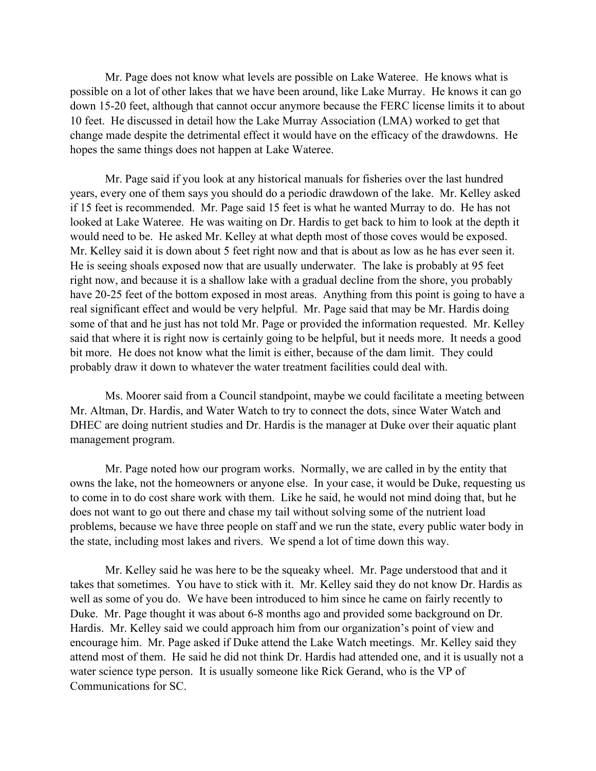Mr. Page does not know what levels are possible on Lake Wateree. He knows what is possible on a lot of other lakes that we have been around, like Lake Murray. He knows it can go down 15-20 feet, although that cannot occur anymore because the FERC license limits it to about 10 feet. He discussed in detail how the Lake Murray Association (LMA) worked to get that change made despite the detrimental effect it would have on the efficacy of the drawdowns. He hopes the same things does not happen at Lake Wateree.

Mr. Page said if you look at any historical manuals for fisheries over the last hundred years, every one of them says you should do a periodic drawdown of the lake. Mr. Kelley asked if 15 feet is recommended. Mr. Page said 15 feet is what he wanted Murray to do. He has not looked at Lake Wateree. He was waiting on Dr. Hardis to get back to him to look at the depth it would need to be. He asked Mr. Kelley at what depth most of those coves would be exposed. Mr. Kelley said it is down about 5 feet right now and that is about as low as he has ever seen it. He is seeing shoals exposed now that are usually underwater. The lake is probably at 95 feet right now, and because it is a shallow lake with a gradual decline from the shore, you probably have 20-25 feet of the bottom exposed in most areas. Anything from this point is going to have a real significant effect and would be very helpful. Mr. Page said that may be Mr. Hardis doing some of that and he just has not told Mr. Page or provided the information requested. Mr. Kelley said that where it is right now is certainly going to be helpful, but it needs more. It needs a good bit more. He does not know what the limit is either, because of the dam limit. They could probably draw it down to whatever the water treatment facilities could deal with.

Ms. Moorer said from a Council standpoint, maybe we could facilitate a meeting between Mr. Altman, Dr. Hardis, and Water Watch to try to connect the dots, since Water Watch and DHEC are doing nutrient studies and Dr. Hardis is the manager at Duke over their aquatic plant management program.

Mr. Page noted how our program works. Normally, we are called in by the entity that owns the lake, not the homeowners or anyone else. In your case, it would be Duke, requesting us to come in to do cost share work with them. Like he said, he would not mind doing that, but he does not want to go out there and chase my tail without solving some of the nutrient load problems, because we have three people on staff and we run the state, every public water body in the state, including most lakes and rivers. We spend a lot of time down this way.

Mr. Kelley said he was here to be the squeaky wheel. Mr. Page understood that and it takes that sometimes. You have to stick with it. Mr. Kelley said they do not know Dr. Hardis as well as some of you do. We have been introduced to him since he came on fairly recently to Duke. Mr. Page thought it was about 6-8 months ago and provided some background on Dr. Hardis. Mr. Kelley said we could approach him from our organization's point of view and encourage him. Mr. Page asked if Duke attend the Lake Watch meetings. Mr. Kelley said they attend most of them. He said he did not think Dr. Hardis had attended one, and it is usually not a water science type person. It is usually someone like Rick Gerand, who is the VP of Communications for SC.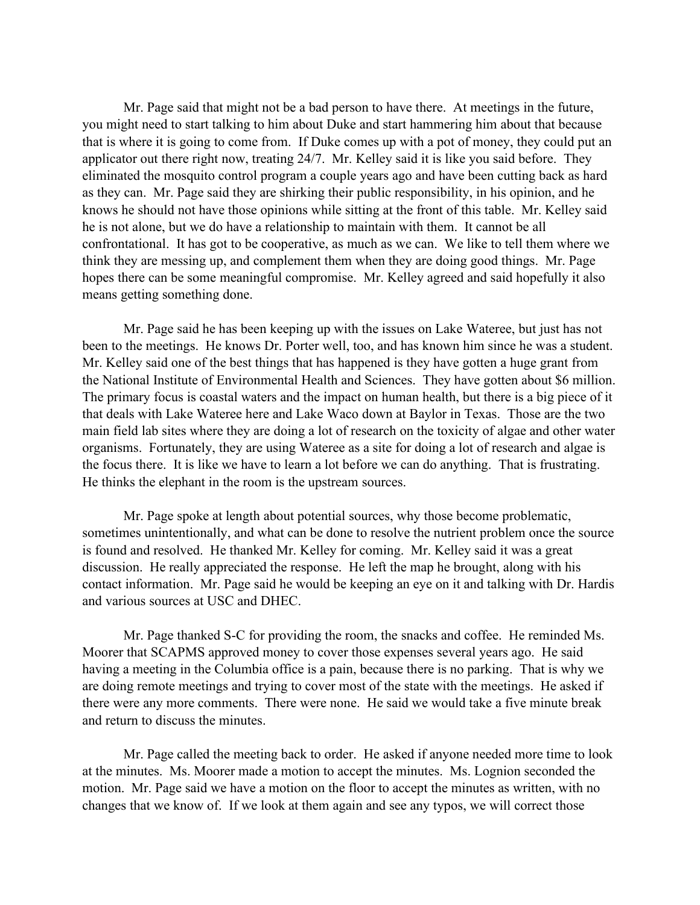Mr. Page said that might not be a bad person to have there. At meetings in the future, you might need to start talking to him about Duke and start hammering him about that because that is where it is going to come from. If Duke comes up with a pot of money, they could put an applicator out there right now, treating 24/7. Mr. Kelley said it is like you said before. They eliminated the mosquito control program a couple years ago and have been cutting back as hard as they can. Mr. Page said they are shirking their public responsibility, in his opinion, and he knows he should not have those opinions while sitting at the front of this table. Mr. Kelley said he is not alone, but we do have a relationship to maintain with them. It cannot be all confrontational. It has got to be cooperative, as much as we can. We like to tell them where we think they are messing up, and complement them when they are doing good things. Mr. Page hopes there can be some meaningful compromise. Mr. Kelley agreed and said hopefully it also means getting something done.

Mr. Page said he has been keeping up with the issues on Lake Wateree, but just has not been to the meetings. He knows Dr. Porter well, too, and has known him since he was a student. Mr. Kelley said one of the best things that has happened is they have gotten a huge grant from the National Institute of Environmental Health and Sciences. They have gotten about $6 million. The primary focus is coastal waters and the impact on human health, but there is a big piece of it that deals with Lake Wateree here and Lake Waco down at Baylor in Texas. Those are the two main field lab sites where they are doing a lot of research on the toxicity of algae and other water organisms. Fortunately, they are using Wateree as a site for doing a lot of research and algae is the focus there. It is like we have to learn a lot before we can do anything. That is frustrating. He thinks the elephant in the room is the upstream sources.

Mr. Page spoke at length about potential sources, why those become problematic, sometimes unintentionally, and what can be done to resolve the nutrient problem once the source is found and resolved. He thanked Mr. Kelley for coming. Mr. Kelley said it was a great discussion. He really appreciated the response. He left the map he brought, along with his contact information. Mr. Page said he would be keeping an eye on it and talking with Dr. Hardis and various sources at USC and DHEC.

Mr. Page thanked S-C for providing the room, the snacks and coffee. He reminded Ms. Moorer that SCAPMS approved money to cover those expenses several years ago. He said having a meeting in the Columbia office is a pain, because there is no parking. That is why we are doing remote meetings and trying to cover most of the state with the meetings. He asked if there were any more comments. There were none. He said we would take a five minute break and return to discuss the minutes.

Mr. Page called the meeting back to order. He asked if anyone needed more time to look at the minutes. Ms. Moorer made a motion to accept the minutes. Ms. Lognion seconded the motion. Mr. Page said we have a motion on the floor to accept the minutes as written, with no changes that we know of. If we look at them again and see any typos, we will correct those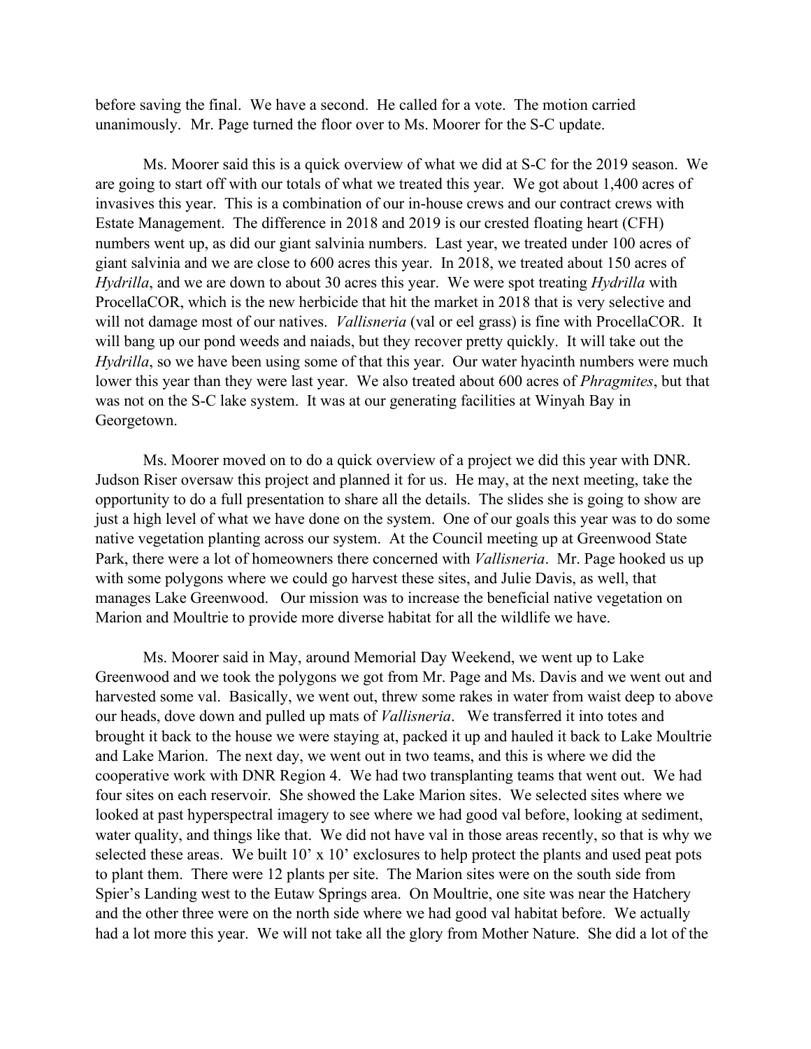before saving the final. We have a second. He called for a vote. The motion carried unanimously. Mr. Page turned the floor over to Ms. Moorer for the S-C update.

Ms. Moorer said this is a quick overview of what we did at S-C for the 2019 season. We are going to start off with our totals of what we treated this year. We got about 1,400 acres of invasives this year. This is a combination of our in-house crews and our contract crews with Estate Management. The difference in 2018 and 2019 is our crested floating heart (CFH) numbers went up, as did our giant salvinia numbers. Last year, we treated under 100 acres of giant salvinia and we are close to 600 acres this year. In 2018, we treated about 150 acres of *Hydrilla*, and we are down to about 30 acres this year. We were spot treating *Hydrilla* with ProcellaCOR, which is the new herbicide that hit the market in 2018 that is very selective and will not damage most of our natives. *Vallisneria* (val or eel grass) is fine with ProcellaCOR. It will bang up our pond weeds and naiads, but they recover pretty quickly. It will take out the *Hydrilla*, so we have been using some of that this year. Our water hyacinth numbers were much lower this year than they were last year. We also treated about 600 acres of *Phragmites*, but that was not on the S-C lake system. It was at our generating facilities at Winyah Bay in Georgetown.

Ms. Moorer moved on to do a quick overview of a project we did this year with DNR. Judson Riser oversaw this project and planned it for us. He may, at the next meeting, take the opportunity to do a full presentation to share all the details. The slides she is going to show are just a high level of what we have done on the system. One of our goals this year was to do some native vegetation planting across our system. At the Council meeting up at Greenwood State Park, there were a lot of homeowners there concerned with *Vallisneria*. Mr. Page hooked us up with some polygons where we could go harvest these sites, and Julie Davis, as well, that manages Lake Greenwood. Our mission was to increase the beneficial native vegetation on Marion and Moultrie to provide more diverse habitat for all the wildlife we have.

Ms. Moorer said in May, around Memorial Day Weekend, we went up to Lake Greenwood and we took the polygons we got from Mr. Page and Ms. Davis and we went out and harvested some val. Basically, we went out, threw some rakes in water from waist deep to above our heads, dove down and pulled up mats of *Vallisneria*. We transferred it into totes and brought it back to the house we were staying at, packed it up and hauled it back to Lake Moultrie and Lake Marion. The next day, we went out in two teams, and this is where we did the cooperative work with DNR Region 4. We had two transplanting teams that went out. We had four sites on each reservoir. She showed the Lake Marion sites. We selected sites where we looked at past hyperspectral imagery to see where we had good val before, looking at sediment, water quality, and things like that. We did not have val in those areas recently, so that is why we selected these areas. We built 10' x 10' exclosures to help protect the plants and used peat pots to plant them. There were 12 plants per site. The Marion sites were on the south side from Spier's Landing west to the Eutaw Springs area. On Moultrie, one site was near the Hatchery and the other three were on the north side where we had good val habitat before. We actually had a lot more this year. We will not take all the glory from Mother Nature. She did a lot of the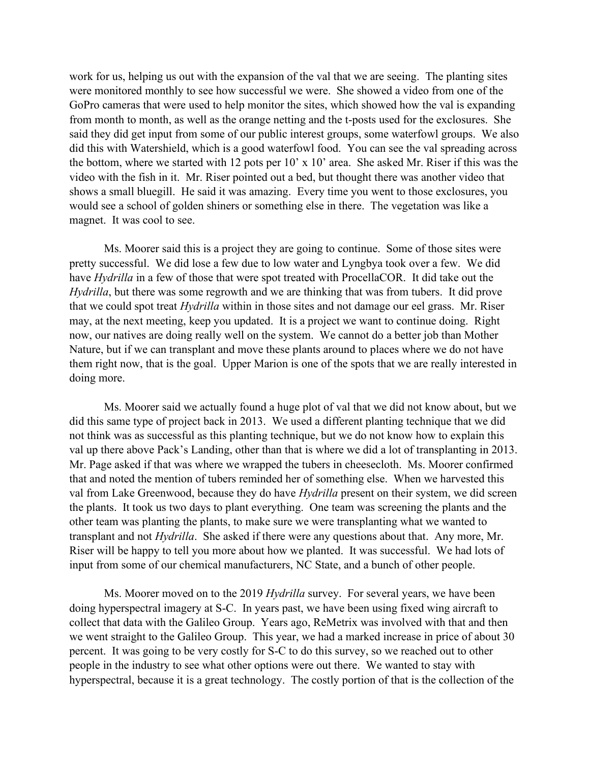work for us, helping us out with the expansion of the val that we are seeing. The planting sites were monitored monthly to see how successful we were. She showed a video from one of the GoPro cameras that were used to help monitor the sites, which showed how the val is expanding from month to month, as well as the orange netting and the t-posts used for the exclosures. She said they did get input from some of our public interest groups, some waterfowl groups. We also did this with Watershield, which is a good waterfowl food. You can see the val spreading across the bottom, where we started with 12 pots per 10' x 10' area. She asked Mr. Riser if this was the video with the fish in it. Mr. Riser pointed out a bed, but thought there was another video that shows a small bluegill. He said it was amazing. Every time you went to those exclosures, you would see a school of golden shiners or something else in there. The vegetation was like a magnet. It was cool to see.

Ms. Moorer said this is a project they are going to continue. Some of those sites were pretty successful. We did lose a few due to low water and Lyngbya took over a few. We did have *Hydrilla* in a few of those that were spot treated with ProcellaCOR. It did take out the *Hydrilla*, but there was some regrowth and we are thinking that was from tubers. It did prove that we could spot treat *Hydrilla* within in those sites and not damage our eel grass. Mr. Riser may, at the next meeting, keep you updated. It is a project we want to continue doing. Right now, our natives are doing really well on the system. We cannot do a better job than Mother Nature, but if we can transplant and move these plants around to places where we do not have them right now, that is the goal. Upper Marion is one of the spots that we are really interested in doing more.

Ms. Moorer said we actually found a huge plot of val that we did not know about, but we did this same type of project back in 2013. We used a different planting technique that we did not think was as successful as this planting technique, but we do not know how to explain this val up there above Pack's Landing, other than that is where we did a lot of transplanting in 2013. Mr. Page asked if that was where we wrapped the tubers in cheesecloth. Ms. Moorer confirmed that and noted the mention of tubers reminded her of something else. When we harvested this val from Lake Greenwood, because they do have *Hydrilla* present on their system, we did screen the plants. It took us two days to plant everything. One team was screening the plants and the other team was planting the plants, to make sure we were transplanting what we wanted to transplant and not *Hydrilla*. She asked if there were any questions about that. Any more, Mr. Riser will be happy to tell you more about how we planted. It was successful. We had lots of input from some of our chemical manufacturers, NC State, and a bunch of other people.

Ms. Moorer moved on to the 2019 *Hydrilla* survey. For several years, we have been doing hyperspectral imagery at S-C. In years past, we have been using fixed wing aircraft to collect that data with the Galileo Group. Years ago, ReMetrix was involved with that and then we went straight to the Galileo Group. This year, we had a marked increase in price of about 30 percent. It was going to be very costly for S-C to do this survey, so we reached out to other people in the industry to see what other options were out there. We wanted to stay with hyperspectral, because it is a great technology. The costly portion of that is the collection of the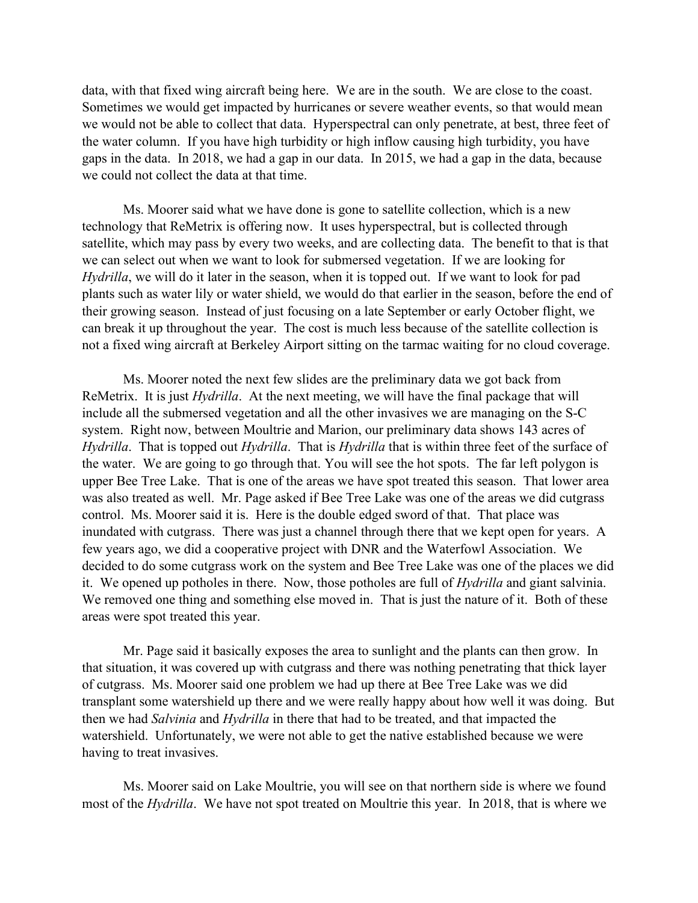data, with that fixed wing aircraft being here. We are in the south. We are close to the coast. Sometimes we would get impacted by hurricanes or severe weather events, so that would mean we would not be able to collect that data. Hyperspectral can only penetrate, at best, three feet of the water column. If you have high turbidity or high inflow causing high turbidity, you have gaps in the data. In 2018, we had a gap in our data. In 2015, we had a gap in the data, because we could not collect the data at that time.

Ms. Moorer said what we have done is gone to satellite collection, which is a new technology that ReMetrix is offering now. It uses hyperspectral, but is collected through satellite, which may pass by every two weeks, and are collecting data. The benefit to that is that we can select out when we want to look for submersed vegetation. If we are looking for *Hydrilla*, we will do it later in the season, when it is topped out. If we want to look for pad plants such as water lily or water shield, we would do that earlier in the season, before the end of their growing season. Instead of just focusing on a late September or early October flight, we can break it up throughout the year. The cost is much less because of the satellite collection is not a fixed wing aircraft at Berkeley Airport sitting on the tarmac waiting for no cloud coverage.

Ms. Moorer noted the next few slides are the preliminary data we got back from ReMetrix. It is just *Hydrilla*. At the next meeting, we will have the final package that will include all the submersed vegetation and all the other invasives we are managing on the S-C system. Right now, between Moultrie and Marion, our preliminary data shows 143 acres of *Hydrilla*. That is topped out *Hydrilla*. That is *Hydrilla* that is within three feet of the surface of the water. We are going to go through that. You will see the hot spots. The far left polygon is upper Bee Tree Lake. That is one of the areas we have spot treated this season. That lower area was also treated as well. Mr. Page asked if Bee Tree Lake was one of the areas we did cutgrass control. Ms. Moorer said it is. Here is the double edged sword of that. That place was inundated with cutgrass. There was just a channel through there that we kept open for years. A few years ago, we did a cooperative project with DNR and the Waterfowl Association. We decided to do some cutgrass work on the system and Bee Tree Lake was one of the places we did it. We opened up potholes in there. Now, those potholes are full of *Hydrilla* and giant salvinia. We removed one thing and something else moved in. That is just the nature of it. Both of these areas were spot treated this year.

Mr. Page said it basically exposes the area to sunlight and the plants can then grow. In that situation, it was covered up with cutgrass and there was nothing penetrating that thick layer of cutgrass. Ms. Moorer said one problem we had up there at Bee Tree Lake was we did transplant some watershield up there and we were really happy about how well it was doing. But then we had *Salvinia* and *Hydrilla* in there that had to be treated, and that impacted the watershield. Unfortunately, we were not able to get the native established because we were having to treat invasives.

Ms. Moorer said on Lake Moultrie, you will see on that northern side is where we found most of the *Hydrilla*. We have not spot treated on Moultrie this year. In 2018, that is where we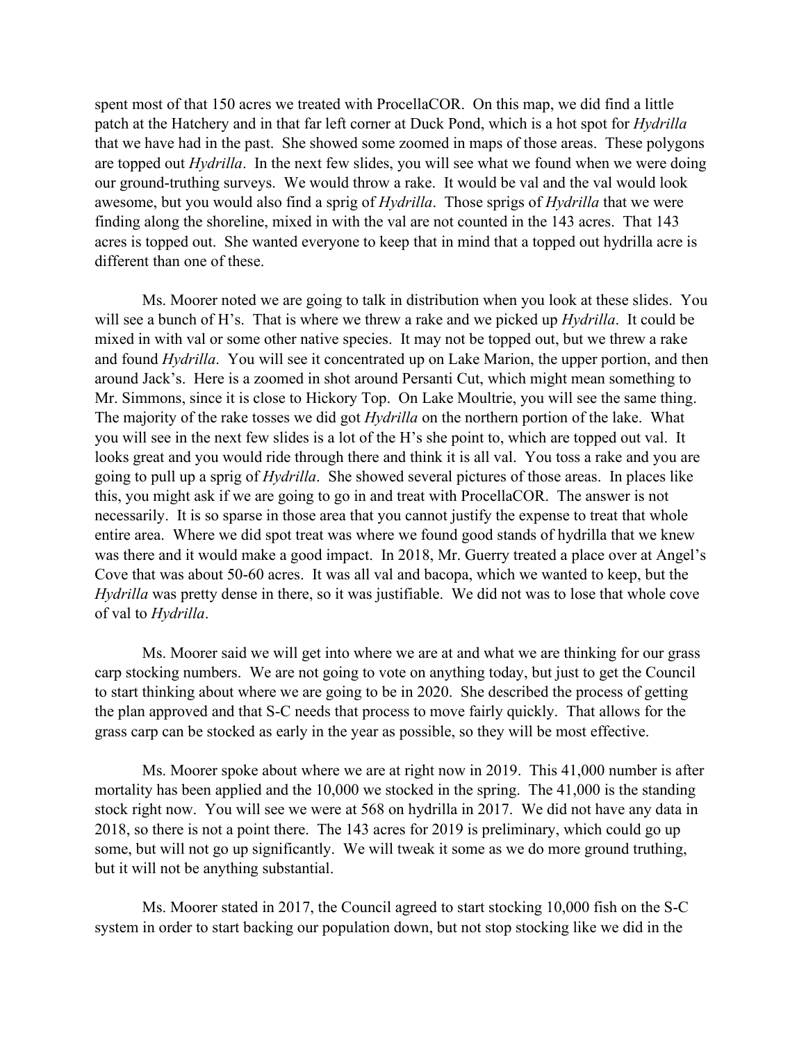spent most of that 150 acres we treated with ProcellaCOR. On this map, we did find a little patch at the Hatchery and in that far left corner at Duck Pond, which is a hot spot for *Hydrilla* that we have had in the past. She showed some zoomed in maps of those areas. These polygons are topped out *Hydrilla*. In the next few slides, you will see what we found when we were doing our ground-truthing surveys. We would throw a rake. It would be val and the val would look awesome, but you would also find a sprig of *Hydrilla*. Those sprigs of *Hydrilla* that we were finding along the shoreline, mixed in with the val are not counted in the 143 acres. That 143 acres is topped out. She wanted everyone to keep that in mind that a topped out hydrilla acre is different than one of these.

Ms. Moorer noted we are going to talk in distribution when you look at these slides. You will see a bunch of H's. That is where we threw a rake and we picked up *Hydrilla*. It could be mixed in with val or some other native species. It may not be topped out, but we threw a rake and found *Hydrilla*. You will see it concentrated up on Lake Marion, the upper portion, and then around Jack's. Here is a zoomed in shot around Persanti Cut, which might mean something to Mr. Simmons, since it is close to Hickory Top. On Lake Moultrie, you will see the same thing. The majority of the rake tosses we did got *Hydrilla* on the northern portion of the lake. What you will see in the next few slides is a lot of the H's she point to, which are topped out val. It looks great and you would ride through there and think it is all val. You toss a rake and you are going to pull up a sprig of *Hydrilla*. She showed several pictures of those areas. In places like this, you might ask if we are going to go in and treat with ProcellaCOR. The answer is not necessarily. It is so sparse in those area that you cannot justify the expense to treat that whole entire area. Where we did spot treat was where we found good stands of hydrilla that we knew was there and it would make a good impact. In 2018, Mr. Guerry treated a place over at Angel's Cove that was about 50-60 acres. It was all val and bacopa, which we wanted to keep, but the *Hydrilla* was pretty dense in there, so it was justifiable. We did not was to lose that whole cove of val to *Hydrilla*.

Ms. Moorer said we will get into where we are at and what we are thinking for our grass carp stocking numbers. We are not going to vote on anything today, but just to get the Council to start thinking about where we are going to be in 2020. She described the process of getting the plan approved and that S-C needs that process to move fairly quickly. That allows for the grass carp can be stocked as early in the year as possible, so they will be most effective.

Ms. Moorer spoke about where we are at right now in 2019. This 41,000 number is after mortality has been applied and the 10,000 we stocked in the spring. The 41,000 is the standing stock right now. You will see we were at 568 on hydrilla in 2017. We did not have any data in 2018, so there is not a point there. The 143 acres for 2019 is preliminary, which could go up some, but will not go up significantly. We will tweak it some as we do more ground truthing, but it will not be anything substantial.

Ms. Moorer stated in 2017, the Council agreed to start stocking 10,000 fish on the S-C system in order to start backing our population down, but not stop stocking like we did in the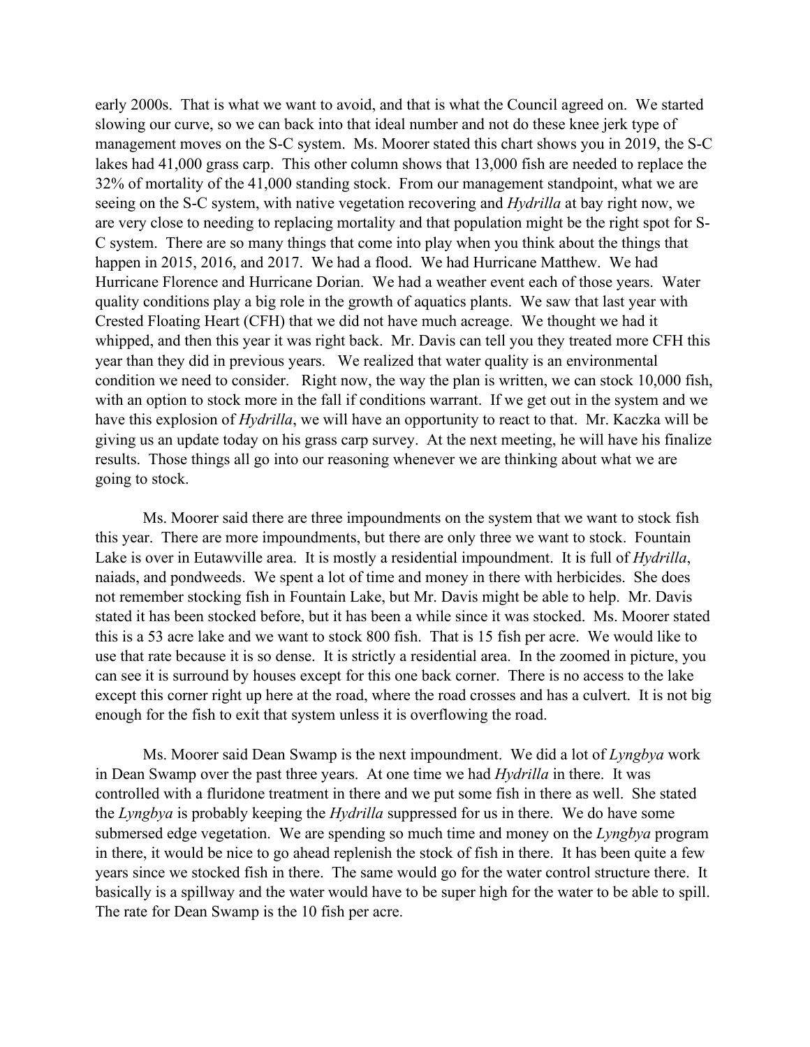early 2000s. That is what we want to avoid, and that is what the Council agreed on. We started slowing our curve, so we can back into that ideal number and not do these knee jerk type of management moves on the S-C system. Ms. Moorer stated this chart shows you in 2019, the S-C lakes had 41,000 grass carp. This other column shows that 13,000 fish are needed to replace the 32% of mortality of the 41,000 standing stock. From our management standpoint, what we are seeing on the S-C system, with native vegetation recovering and *Hydrilla* at bay right now, we are very close to needing to replacing mortality and that population might be the right spot for S-C system. There are so many things that come into play when you think about the things that happen in 2015, 2016, and 2017. We had a flood. We had Hurricane Matthew. We had Hurricane Florence and Hurricane Dorian. We had a weather event each of those years. Water quality conditions play a big role in the growth of aquatics plants. We saw that last year with Crested Floating Heart (CFH) that we did not have much acreage. We thought we had it whipped, and then this year it was right back. Mr. Davis can tell you they treated more CFH this year than they did in previous years. We realized that water quality is an environmental condition we need to consider. Right now, the way the plan is written, we can stock 10,000 fish, with an option to stock more in the fall if conditions warrant. If we get out in the system and we have this explosion of *Hydrilla*, we will have an opportunity to react to that. Mr. Kaczka will be giving us an update today on his grass carp survey. At the next meeting, he will have his finalize results. Those things all go into our reasoning whenever we are thinking about what we are going to stock.

Ms. Moorer said there are three impoundments on the system that we want to stock fish this year. There are more impoundments, but there are only three we want to stock. Fountain Lake is over in Eutawville area. It is mostly a residential impoundment. It is full of *Hydrilla*, naiads, and pondweeds. We spent a lot of time and money in there with herbicides. She does not remember stocking fish in Fountain Lake, but Mr. Davis might be able to help. Mr. Davis stated it has been stocked before, but it has been a while since it was stocked. Ms. Moorer stated this is a 53 acre lake and we want to stock 800 fish. That is 15 fish per acre. We would like to use that rate because it is so dense. It is strictly a residential area. In the zoomed in picture, you can see it is surround by houses except for this one back corner. There is no access to the lake except this corner right up here at the road, where the road crosses and has a culvert. It is not big enough for the fish to exit that system unless it is overflowing the road.

Ms. Moorer said Dean Swamp is the next impoundment. We did a lot of *Lyngbya* work in Dean Swamp over the past three years. At one time we had *Hydrilla* in there. It was controlled with a fluridone treatment in there and we put some fish in there as well. She stated the *Lyngbya* is probably keeping the *Hydrilla* suppressed for us in there. We do have some submersed edge vegetation. We are spending so much time and money on the *Lyngbya* program in there, it would be nice to go ahead replenish the stock of fish in there. It has been quite a few years since we stocked fish in there. The same would go for the water control structure there. It basically is a spillway and the water would have to be super high for the water to be able to spill. The rate for Dean Swamp is the 10 fish per acre.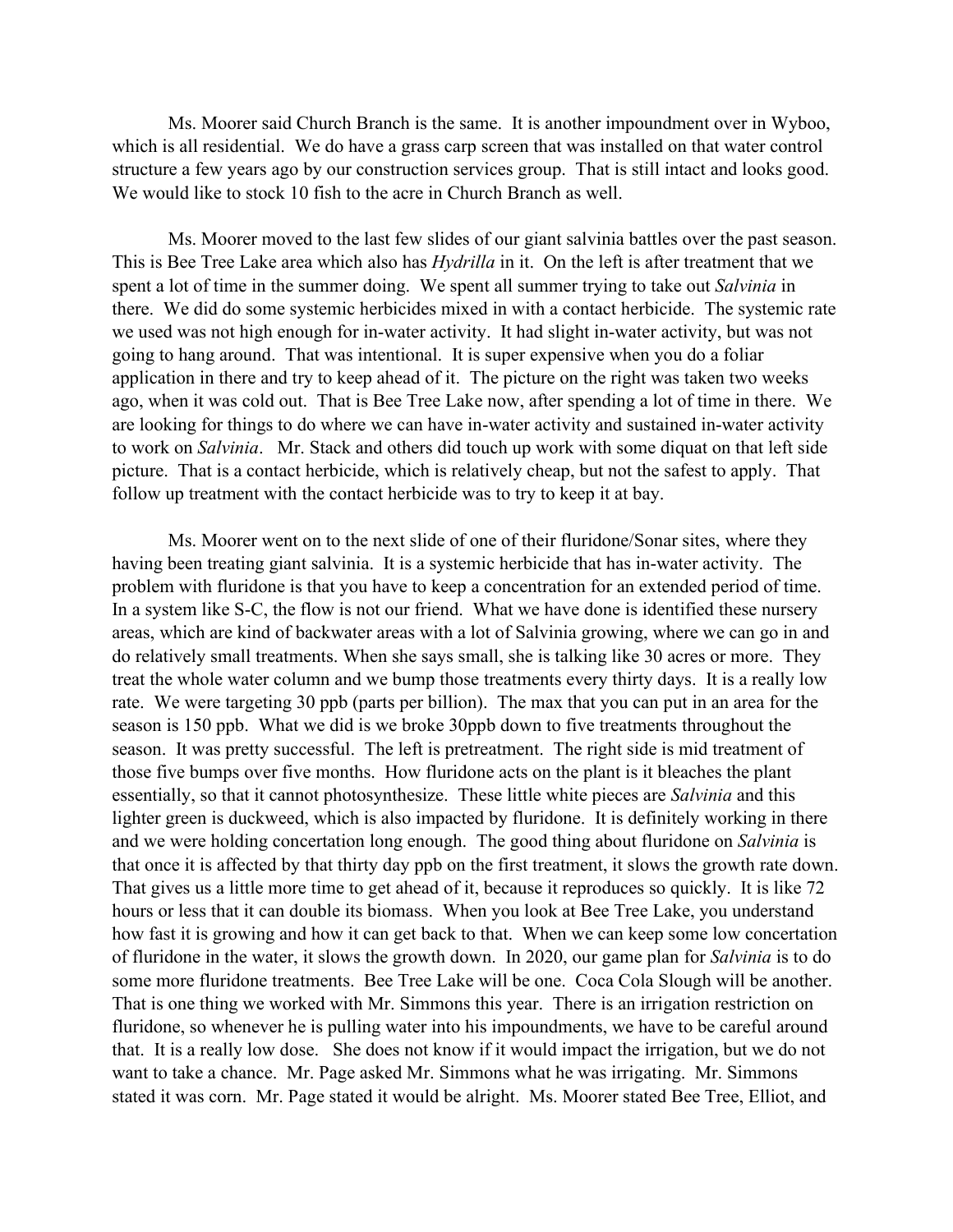Ms. Moorer said Church Branch is the same. It is another impoundment over in Wyboo, which is all residential. We do have a grass carp screen that was installed on that water control structure a few years ago by our construction services group. That is still intact and looks good. We would like to stock 10 fish to the acre in Church Branch as well.

Ms. Moorer moved to the last few slides of our giant salvinia battles over the past season. This is Bee Tree Lake area which also has *Hydrilla* in it. On the left is after treatment that we spent a lot of time in the summer doing. We spent all summer trying to take out *Salvinia* in there. We did do some systemic herbicides mixed in with a contact herbicide. The systemic rate we used was not high enough for in-water activity. It had slight in-water activity, but was not going to hang around. That was intentional. It is super expensive when you do a foliar application in there and try to keep ahead of it. The picture on the right was taken two weeks ago, when it was cold out. That is Bee Tree Lake now, after spending a lot of time in there. We are looking for things to do where we can have in-water activity and sustained in-water activity to work on *Salvinia*. Mr. Stack and others did touch up work with some diquat on that left side picture. That is a contact herbicide, which is relatively cheap, but not the safest to apply. That follow up treatment with the contact herbicide was to try to keep it at bay.

Ms. Moorer went on to the next slide of one of their fluridone/Sonar sites, where they having been treating giant salvinia. It is a systemic herbicide that has in-water activity. The problem with fluridone is that you have to keep a concentration for an extended period of time. In a system like S-C, the flow is not our friend. What we have done is identified these nursery areas, which are kind of backwater areas with a lot of Salvinia growing, where we can go in and do relatively small treatments. When she says small, she is talking like 30 acres or more. They treat the whole water column and we bump those treatments every thirty days. It is a really low rate. We were targeting 30 ppb (parts per billion). The max that you can put in an area for the season is 150 ppb. What we did is we broke 30ppb down to five treatments throughout the season. It was pretty successful. The left is pretreatment. The right side is mid treatment of those five bumps over five months. How fluridone acts on the plant is it bleaches the plant essentially, so that it cannot photosynthesize. These little white pieces are *Salvinia* and this lighter green is duckweed, which is also impacted by fluridone. It is definitely working in there and we were holding concertation long enough. The good thing about fluridone on *Salvinia* is that once it is affected by that thirty day ppb on the first treatment, it slows the growth rate down. That gives us a little more time to get ahead of it, because it reproduces so quickly. It is like 72 hours or less that it can double its biomass. When you look at Bee Tree Lake, you understand how fast it is growing and how it can get back to that. When we can keep some low concertation of fluridone in the water, it slows the growth down. In 2020, our game plan for *Salvinia* is to do some more fluridone treatments. Bee Tree Lake will be one. Coca Cola Slough will be another. That is one thing we worked with Mr. Simmons this year. There is an irrigation restriction on fluridone, so whenever he is pulling water into his impoundments, we have to be careful around that. It is a really low dose. She does not know if it would impact the irrigation, but we do not want to take a chance. Mr. Page asked Mr. Simmons what he was irrigating. Mr. Simmons stated it was corn. Mr. Page stated it would be alright. Ms. Moorer stated Bee Tree, Elliot, and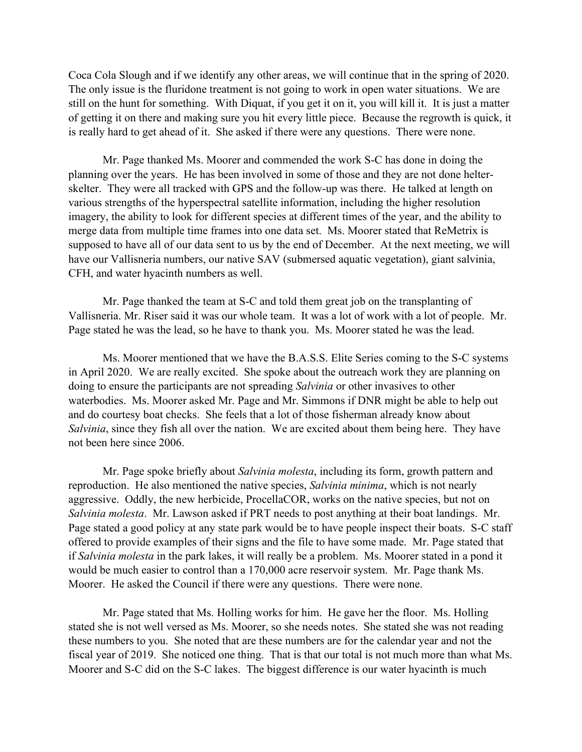Coca Cola Slough and if we identify any other areas, we will continue that in the spring of 2020. The only issue is the fluridone treatment is not going to work in open water situations. We are still on the hunt for something. With Diquat, if you get it on it, you will kill it. It is just a matter of getting it on there and making sure you hit every little piece. Because the regrowth is quick, it is really hard to get ahead of it. She asked if there were any questions. There were none.

Mr. Page thanked Ms. Moorer and commended the work S-C has done in doing the planning over the years. He has been involved in some of those and they are not done helter-skelter. They were all tracked with GPS and the follow-up was there. He talked at length on various strengths of the hyperspectral satellite information, including the higher resolution imagery, the ability to look for different species at different times of the year, and the ability to merge data from multiple time frames into one data set. Ms. Moorer stated that ReMetrix is supposed to have all of our data sent to us by the end of December. At the next meeting, we will have our Vallisneria numbers, our native SAV (submersed aquatic vegetation), giant salvinia, CFH, and water hyacinth numbers as well.

Mr. Page thanked the team at S-C and told them great job on the transplanting of Vallisneria. Mr. Riser said it was our whole team. It was a lot of work with a lot of people. Mr. Page stated he was the lead, so he have to thank you. Ms. Moorer stated he was the lead.

Ms. Moorer mentioned that we have the B.A.S.S. Elite Series coming to the S-C systems in April 2020. We are really excited. She spoke about the outreach work they are planning on doing to ensure the participants are not spreading *Salvinia* or other invasives to other waterbodies. Ms. Moorer asked Mr. Page and Mr. Simmons if DNR might be able to help out and do courtesy boat checks. She feels that a lot of those fisherman already know about *Salvinia*, since they fish all over the nation. We are excited about them being here. They have not been here since 2006.

Mr. Page spoke briefly about *Salvinia molesta*, including its form, growth pattern and reproduction. He also mentioned the native species, *Salvinia minima*, which is not nearly aggressive. Oddly, the new herbicide, ProcellaCOR, works on the native species, but not on *Salvinia molesta*. Mr. Lawson asked if PRT needs to post anything at their boat landings. Mr. Page stated a good policy at any state park would be to have people inspect their boats. S-C staff offered to provide examples of their signs and the file to have some made. Mr. Page stated that if *Salvinia molesta* in the park lakes, it will really be a problem. Ms. Moorer stated in a pond it would be much easier to control than a 170,000 acre reservoir system. Mr. Page thank Ms. Moorer. He asked the Council if there were any questions. There were none.

Mr. Page stated that Ms. Holling works for him. He gave her the floor. Ms. Holling stated she is not well versed as Ms. Moorer, so she needs notes. She stated she was not reading these numbers to you. She noted that are these numbers are for the calendar year and not the fiscal year of 2019. She noticed one thing. That is that our total is not much more than what Ms. Moorer and S-C did on the S-C lakes. The biggest difference is our water hyacinth is much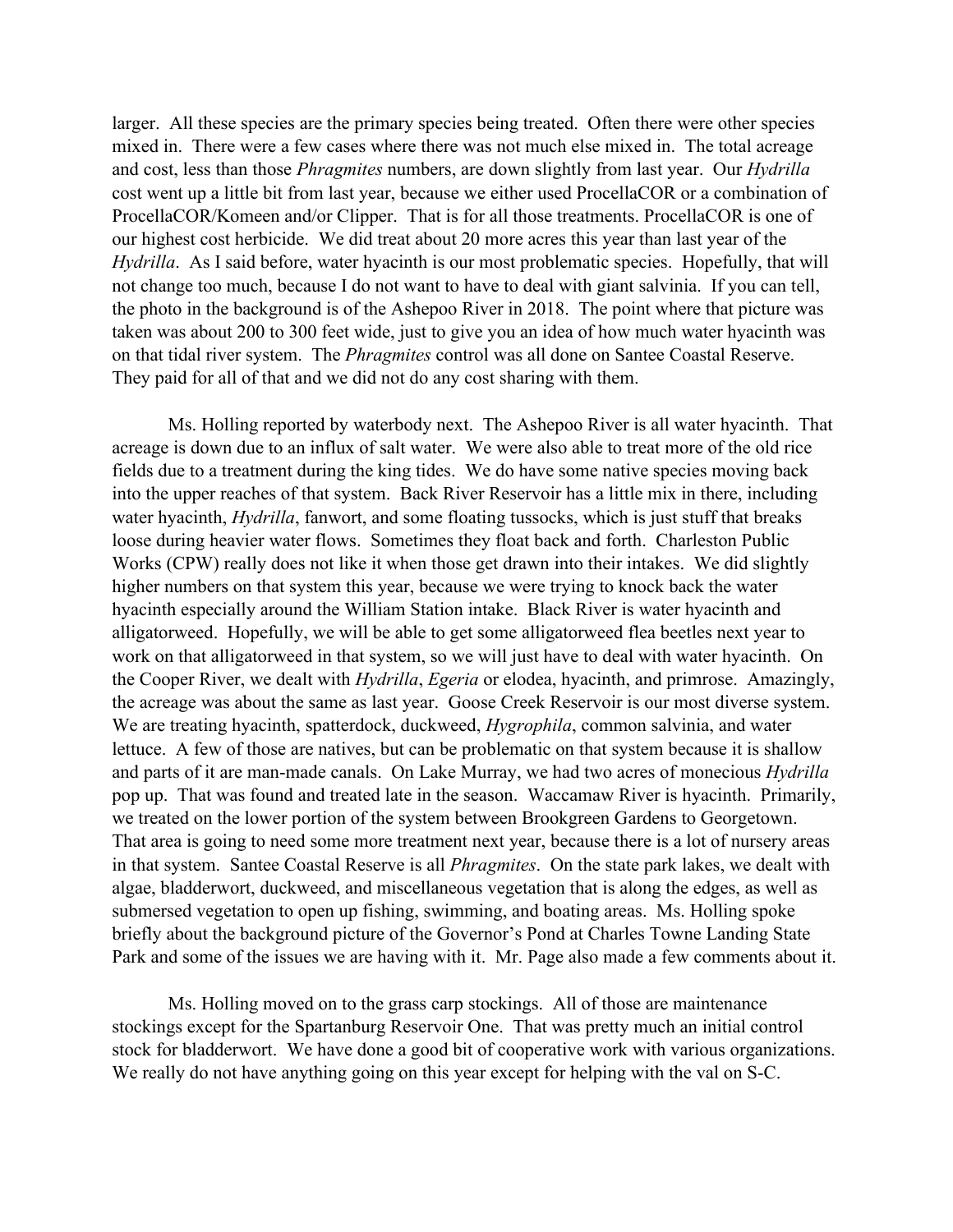larger. All these species are the primary species being treated. Often there were other species mixed in. There were a few cases where there was not much else mixed in. The total acreage and cost, less than those *Phragmites* numbers, are down slightly from last year. Our *Hydrilla* cost went up a little bit from last year, because we either used ProcellaCOR or a combination of ProcellaCOR/Komeen and/or Clipper. That is for all those treatments. ProcellaCOR is one of our highest cost herbicide. We did treat about 20 more acres this year than last year of the *Hydrilla*. As I said before, water hyacinth is our most problematic species. Hopefully, that will not change too much, because I do not want to have to deal with giant salvinia. If you can tell, the photo in the background is of the Ashepoo River in 2018. The point where that picture was taken was about 200 to 300 feet wide, just to give you an idea of how much water hyacinth was on that tidal river system. The *Phragmites* control was all done on Santee Coastal Reserve. They paid for all of that and we did not do any cost sharing with them.

Ms. Holling reported by waterbody next. The Ashepoo River is all water hyacinth. That acreage is down due to an influx of salt water. We were also able to treat more of the old rice fields due to a treatment during the king tides. We do have some native species moving back into the upper reaches of that system. Back River Reservoir has a little mix in there, including water hyacinth, *Hydrilla*, fanwort, and some floating tussocks, which is just stuff that breaks loose during heavier water flows. Sometimes they float back and forth. Charleston Public Works (CPW) really does not like it when those get drawn into their intakes. We did slightly higher numbers on that system this year, because we were trying to knock back the water hyacinth especially around the William Station intake. Black River is water hyacinth and alligatorweed. Hopefully, we will be able to get some alligatorweed flea beetles next year to work on that alligatorweed in that system, so we will just have to deal with water hyacinth. On the Cooper River, we dealt with *Hydrilla*, *Egeria* or elodea, hyacinth, and primrose. Amazingly, the acreage was about the same as last year. Goose Creek Reservoir is our most diverse system. We are treating hyacinth, spatterdock, duckweed, *Hygrophila*, common salvinia, and water lettuce. A few of those are natives, but can be problematic on that system because it is shallow and parts of it are man-made canals. On Lake Murray, we had two acres of monecious *Hydrilla* pop up. That was found and treated late in the season. Waccamaw River is hyacinth. Primarily, we treated on the lower portion of the system between Brookgreen Gardens to Georgetown. That area is going to need some more treatment next year, because there is a lot of nursery areas in that system. Santee Coastal Reserve is all *Phragmites*. On the state park lakes, we dealt with algae, bladderwort, duckweed, and miscellaneous vegetation that is along the edges, as well as submersed vegetation to open up fishing, swimming, and boating areas. Ms. Holling spoke briefly about the background picture of the Governor's Pond at Charles Towne Landing State Park and some of the issues we are having with it. Mr. Page also made a few comments about it.

Ms. Holling moved on to the grass carp stockings. All of those are maintenance stockings except for the Spartanburg Reservoir One. That was pretty much an initial control stock for bladderwort. We have done a good bit of cooperative work with various organizations. We really do not have anything going on this year except for helping with the val on S-C.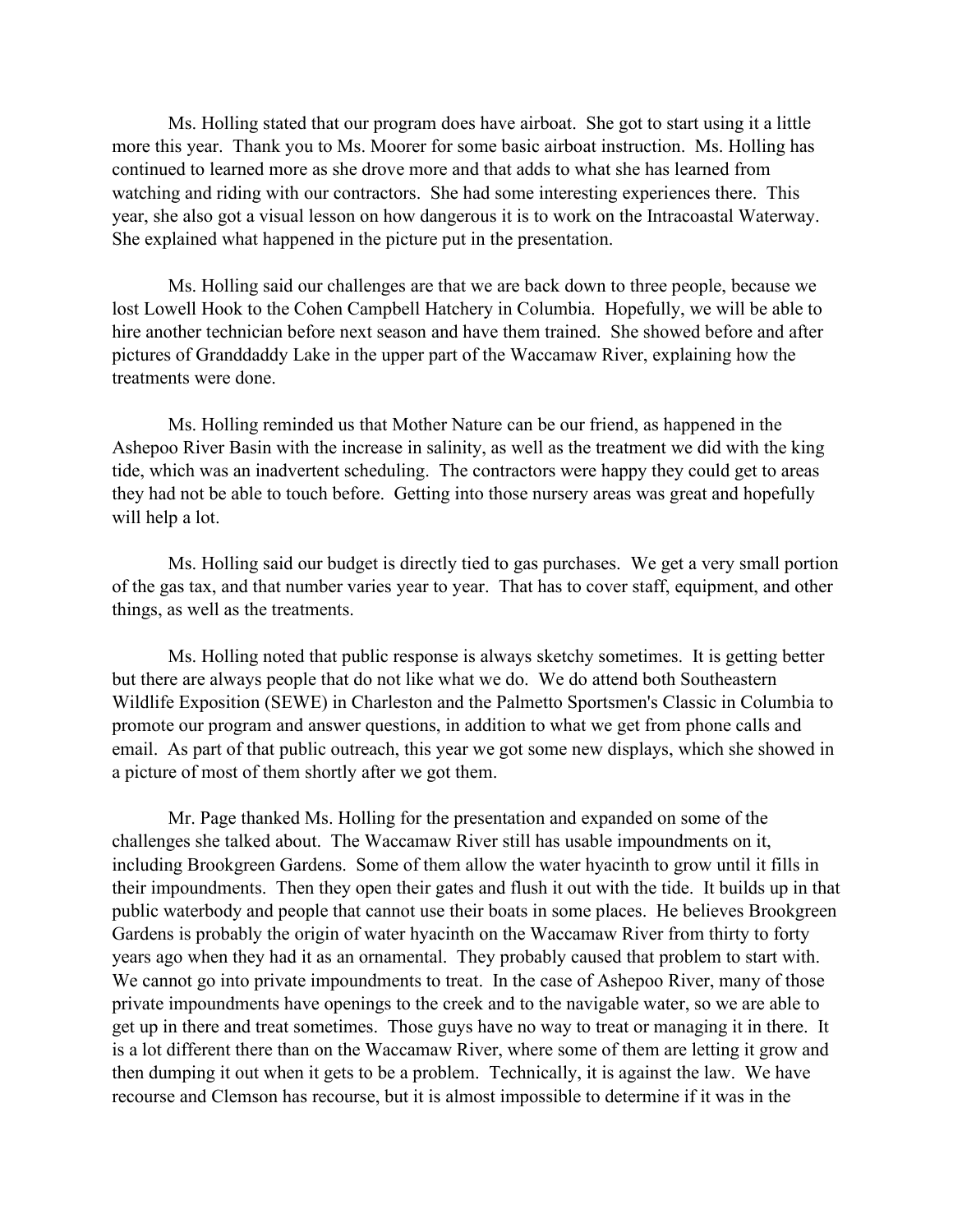Ms. Holling stated that our program does have airboat. She got to start using it a little more this year. Thank you to Ms. Moorer for some basic airboat instruction. Ms. Holling has continued to learned more as she drove more and that adds to what she has learned from watching and riding with our contractors. She had some interesting experiences there. This year, she also got a visual lesson on how dangerous it is to work on the Intracoastal Waterway. She explained what happened in the picture put in the presentation.

Ms. Holling said our challenges are that we are back down to three people, because we lost Lowell Hook to the Cohen Campbell Hatchery in Columbia. Hopefully, we will be able to hire another technician before next season and have them trained. She showed before and after pictures of Granddaddy Lake in the upper part of the Waccamaw River, explaining how the treatments were done.

Ms. Holling reminded us that Mother Nature can be our friend, as happened in the Ashepoo River Basin with the increase in salinity, as well as the treatment we did with the king tide, which was an inadvertent scheduling. The contractors were happy they could get to areas they had not be able to touch before. Getting into those nursery areas was great and hopefully will help a lot.

Ms. Holling said our budget is directly tied to gas purchases. We get a very small portion of the gas tax, and that number varies year to year. That has to cover staff, equipment, and other things, as well as the treatments.

Ms. Holling noted that public response is always sketchy sometimes. It is getting better but there are always people that do not like what we do. We do attend both Southeastern Wildlife Exposition (SEWE) in Charleston and the Palmetto Sportsmen's Classic in Columbia to promote our program and answer questions, in addition to what we get from phone calls and email. As part of that public outreach, this year we got some new displays, which she showed in a picture of most of them shortly after we got them.

Mr. Page thanked Ms. Holling for the presentation and expanded on some of the challenges she talked about. The Waccamaw River still has usable impoundments on it, including Brookgreen Gardens. Some of them allow the water hyacinth to grow until it fills in their impoundments. Then they open their gates and flush it out with the tide. It builds up in that public waterbody and people that cannot use their boats in some places. He believes Brookgreen Gardens is probably the origin of water hyacinth on the Waccamaw River from thirty to forty years ago when they had it as an ornamental. They probably caused that problem to start with. We cannot go into private impoundments to treat. In the case of Ashepoo River, many of those private impoundments have openings to the creek and to the navigable water, so we are able to get up in there and treat sometimes. Those guys have no way to treat or managing it in there. It is a lot different there than on the Waccamaw River, where some of them are letting it grow and then dumping it out when it gets to be a problem. Technically, it is against the law. We have recourse and Clemson has recourse, but it is almost impossible to determine if it was in the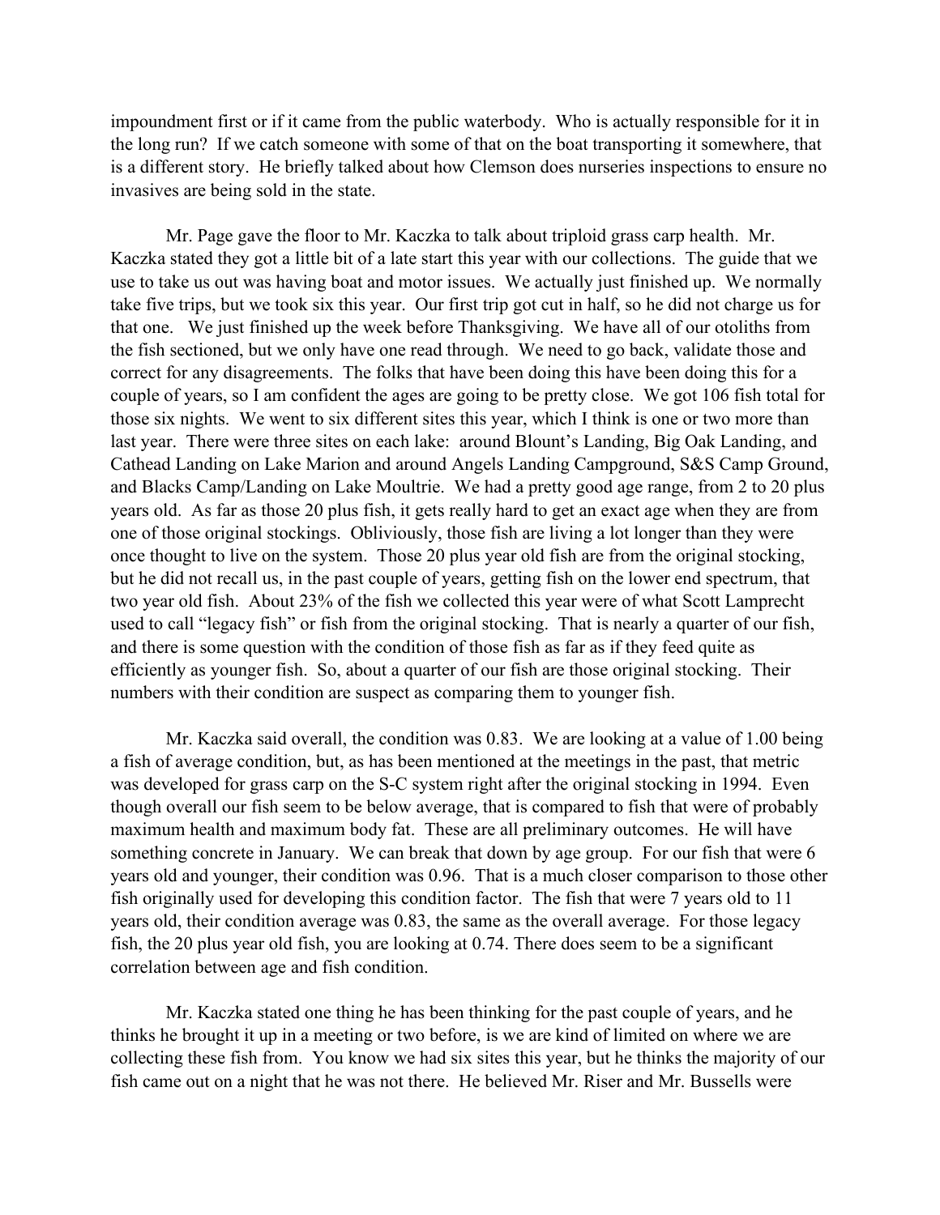impoundment first or if it came from the public waterbody. Who is actually responsible for it in the long run? If we catch someone with some of that on the boat transporting it somewhere, that is a different story. He briefly talked about how Clemson does nurseries inspections to ensure no invasives are being sold in the state.

Mr. Page gave the floor to Mr. Kaczka to talk about triploid grass carp health. Mr. Kaczka stated they got a little bit of a late start this year with our collections. The guide that we use to take us out was having boat and motor issues. We actually just finished up. We normally take five trips, but we took six this year. Our first trip got cut in half, so he did not charge us for that one. We just finished up the week before Thanksgiving. We have all of our otoliths from the fish sectioned, but we only have one read through. We need to go back, validate those and correct for any disagreements. The folks that have been doing this have been doing this for a couple of years, so I am confident the ages are going to be pretty close. We got 106 fish total for those six nights. We went to six different sites this year, which I think is one or two more than last year. There were three sites on each lake: around Blount's Landing, Big Oak Landing, and Cathead Landing on Lake Marion and around Angels Landing Campground, S&S Camp Ground, and Blacks Camp/Landing on Lake Moultrie. We had a pretty good age range, from 2 to 20 plus years old. As far as those 20 plus fish, it gets really hard to get an exact age when they are from one of those original stockings. Obliviously, those fish are living a lot longer than they were once thought to live on the system. Those 20 plus year old fish are from the original stocking, but he did not recall us, in the past couple of years, getting fish on the lower end spectrum, that two year old fish. About 23% of the fish we collected this year were of what Scott Lamprecht used to call "legacy fish" or fish from the original stocking. That is nearly a quarter of our fish, and there is some question with the condition of those fish as far as if they feed quite as efficiently as younger fish. So, about a quarter of our fish are those original stocking. Their numbers with their condition are suspect as comparing them to younger fish.

Mr. Kaczka said overall, the condition was 0.83. We are looking at a value of 1.00 being a fish of average condition, but, as has been mentioned at the meetings in the past, that metric was developed for grass carp on the S-C system right after the original stocking in 1994. Even though overall our fish seem to be below average, that is compared to fish that were of probably maximum health and maximum body fat. These are all preliminary outcomes. He will have something concrete in January. We can break that down by age group. For our fish that were 6 years old and younger, their condition was 0.96. That is a much closer comparison to those other fish originally used for developing this condition factor. The fish that were 7 years old to 11 years old, their condition average was 0.83, the same as the overall average. For those legacy fish, the 20 plus year old fish, you are looking at 0.74. There does seem to be a significant correlation between age and fish condition.

Mr. Kaczka stated one thing he has been thinking for the past couple of years, and he thinks he brought it up in a meeting or two before, is we are kind of limited on where we are collecting these fish from. You know we had six sites this year, but he thinks the majority of our fish came out on a night that he was not there. He believed Mr. Riser and Mr. Bussells were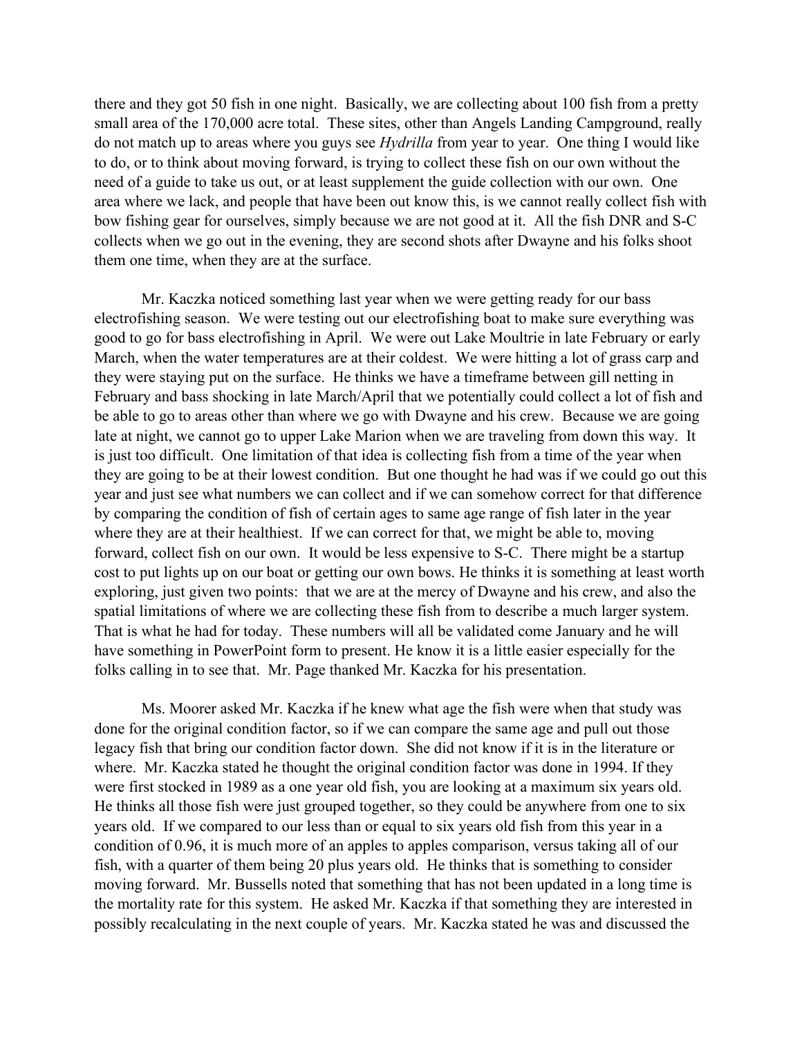there and they got 50 fish in one night. Basically, we are collecting about 100 fish from a pretty small area of the 170,000 acre total. These sites, other than Angels Landing Campground, really do not match up to areas where you guys see *Hydrilla* from year to year. One thing I would like to do, or to think about moving forward, is trying to collect these fish on our own without the need of a guide to take us out, or at least supplement the guide collection with our own. One area where we lack, and people that have been out know this, is we cannot really collect fish with bow fishing gear for ourselves, simply because we are not good at it. All the fish DNR and S-C collects when we go out in the evening, they are second shots after Dwayne and his folks shoot them one time, when they are at the surface.

Mr. Kaczka noticed something last year when we were getting ready for our bass electrofishing season. We were testing out our electrofishing boat to make sure everything was good to go for bass electrofishing in April. We were out Lake Moultrie in late February or early March, when the water temperatures are at their coldest. We were hitting a lot of grass carp and they were staying put on the surface. He thinks we have a timeframe between gill netting in February and bass shocking in late March/April that we potentially could collect a lot of fish and be able to go to areas other than where we go with Dwayne and his crew. Because we are going late at night, we cannot go to upper Lake Marion when we are traveling from down this way. It is just too difficult. One limitation of that idea is collecting fish from a time of the year when they are going to be at their lowest condition. But one thought he had was if we could go out this year and just see what numbers we can collect and if we can somehow correct for that difference by comparing the condition of fish of certain ages to same age range of fish later in the year where they are at their healthiest. If we can correct for that, we might be able to, moving forward, collect fish on our own. It would be less expensive to S-C. There might be a startup cost to put lights up on our boat or getting our own bows. He thinks it is something at least worth exploring, just given two points: that we are at the mercy of Dwayne and his crew, and also the spatial limitations of where we are collecting these fish from to describe a much larger system. That is what he had for today. These numbers will all be validated come January and he will have something in PowerPoint form to present. He know it is a little easier especially for the folks calling in to see that. Mr. Page thanked Mr. Kaczka for his presentation.

Ms. Moorer asked Mr. Kaczka if he knew what age the fish were when that study was done for the original condition factor, so if we can compare the same age and pull out those legacy fish that bring our condition factor down. She did not know if it is in the literature or where. Mr. Kaczka stated he thought the original condition factor was done in 1994. If they were first stocked in 1989 as a one year old fish, you are looking at a maximum six years old. He thinks all those fish were just grouped together, so they could be anywhere from one to six years old. If we compared to our less than or equal to six years old fish from this year in a condition of 0.96, it is much more of an apples to apples comparison, versus taking all of our fish, with a quarter of them being 20 plus years old. He thinks that is something to consider moving forward. Mr. Bussells noted that something that has not been updated in a long time is the mortality rate for this system. He asked Mr. Kaczka if that something they are interested in possibly recalculating in the next couple of years. Mr. Kaczka stated he was and discussed the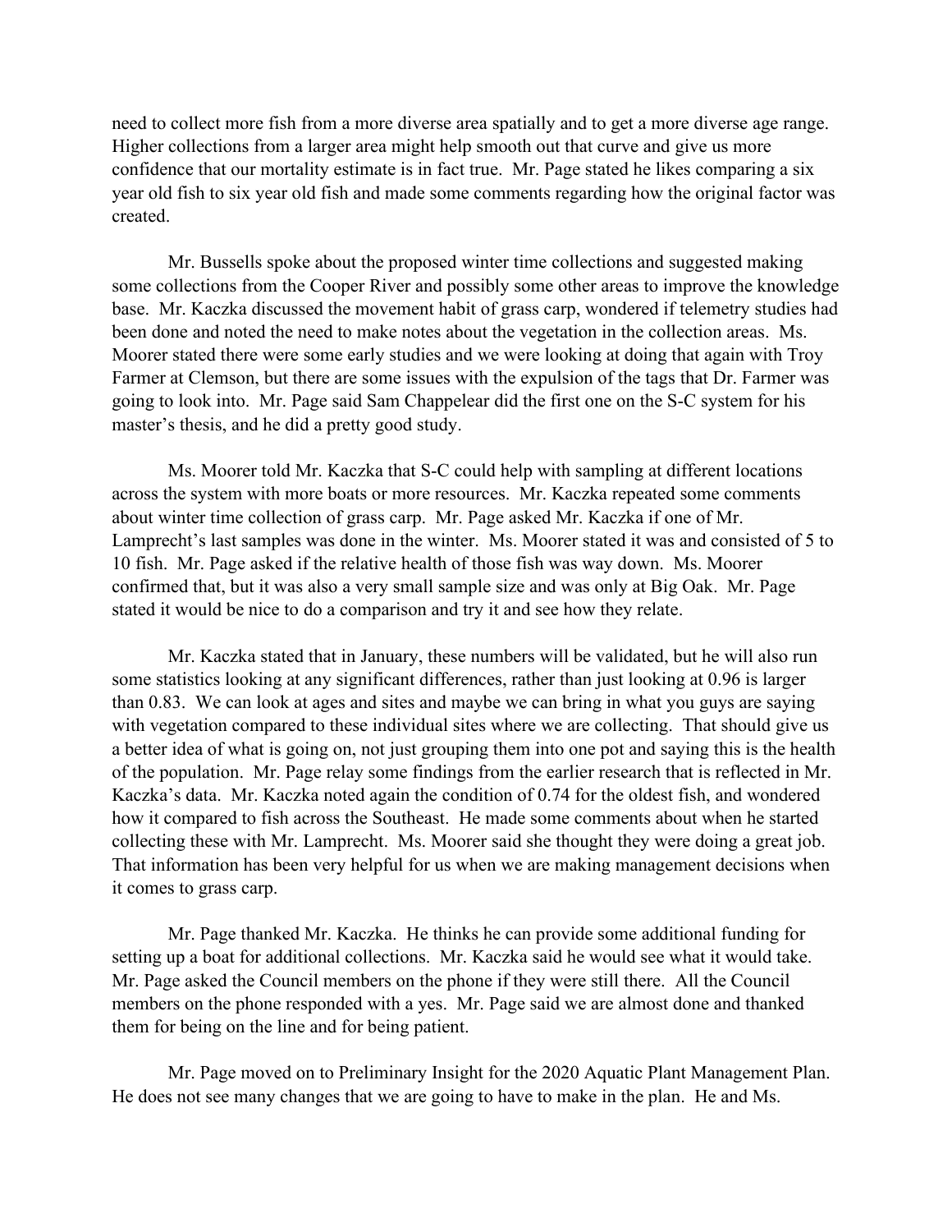need to collect more fish from a more diverse area spatially and to get a more diverse age range. Higher collections from a larger area might help smooth out that curve and give us more confidence that our mortality estimate is in fact true. Mr. Page stated he likes comparing a six year old fish to six year old fish and made some comments regarding how the original factor was created.

Mr. Bussells spoke about the proposed winter time collections and suggested making some collections from the Cooper River and possibly some other areas to improve the knowledge base. Mr. Kaczka discussed the movement habit of grass carp, wondered if telemetry studies had been done and noted the need to make notes about the vegetation in the collection areas. Ms. Moorer stated there were some early studies and we were looking at doing that again with Troy Farmer at Clemson, but there are some issues with the expulsion of the tags that Dr. Farmer was going to look into. Mr. Page said Sam Chappelear did the first one on the S-C system for his master's thesis, and he did a pretty good study.

Ms. Moorer told Mr. Kaczka that S-C could help with sampling at different locations across the system with more boats or more resources. Mr. Kaczka repeated some comments about winter time collection of grass carp. Mr. Page asked Mr. Kaczka if one of Mr. Lamprecht's last samples was done in the winter. Ms. Moorer stated it was and consisted of 5 to 10 fish. Mr. Page asked if the relative health of those fish was way down. Ms. Moorer confirmed that, but it was also a very small sample size and was only at Big Oak. Mr. Page stated it would be nice to do a comparison and try it and see how they relate.

Mr. Kaczka stated that in January, these numbers will be validated, but he will also run some statistics looking at any significant differences, rather than just looking at 0.96 is larger than 0.83. We can look at ages and sites and maybe we can bring in what you guys are saying with vegetation compared to these individual sites where we are collecting. That should give us a better idea of what is going on, not just grouping them into one pot and saying this is the health of the population. Mr. Page relay some findings from the earlier research that is reflected in Mr. Kaczka's data. Mr. Kaczka noted again the condition of 0.74 for the oldest fish, and wondered how it compared to fish across the Southeast. He made some comments about when he started collecting these with Mr. Lamprecht. Ms. Moorer said she thought they were doing a great job. That information has been very helpful for us when we are making management decisions when it comes to grass carp.

Mr. Page thanked Mr. Kaczka. He thinks he can provide some additional funding for setting up a boat for additional collections. Mr. Kaczka said he would see what it would take. Mr. Page asked the Council members on the phone if they were still there. All the Council members on the phone responded with a yes. Mr. Page said we are almost done and thanked them for being on the line and for being patient.

Mr. Page moved on to Preliminary Insight for the 2020 Aquatic Plant Management Plan. He does not see many changes that we are going to have to make in the plan. He and Ms.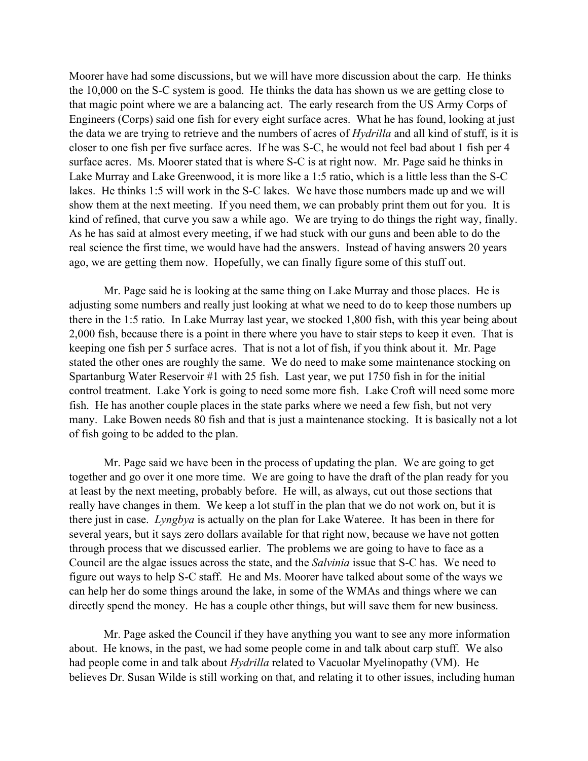Moorer have had some discussions, but we will have more discussion about the carp. He thinks the 10,000 on the S-C system is good. He thinks the data has shown us we are getting close to that magic point where we are a balancing act. The early research from the US Army Corps of Engineers (Corps) said one fish for every eight surface acres. What he has found, looking at just the data we are trying to retrieve and the numbers of acres of *Hydrilla* and all kind of stuff, is it is closer to one fish per five surface acres. If he was S-C, he would not feel bad about 1 fish per 4 surface acres. Ms. Moorer stated that is where S-C is at right now. Mr. Page said he thinks in Lake Murray and Lake Greenwood, it is more like a 1:5 ratio, which is a little less than the S-C lakes. He thinks 1:5 will work in the S-C lakes. We have those numbers made up and we will show them at the next meeting. If you need them, we can probably print them out for you. It is kind of refined, that curve you saw a while ago. We are trying to do things the right way, finally. As he has said at almost every meeting, if we had stuck with our guns and been able to do the real science the first time, we would have had the answers. Instead of having answers 20 years ago, we are getting them now. Hopefully, we can finally figure some of this stuff out.

Mr. Page said he is looking at the same thing on Lake Murray and those places. He is adjusting some numbers and really just looking at what we need to do to keep those numbers up there in the 1:5 ratio. In Lake Murray last year, we stocked 1,800 fish, with this year being about 2,000 fish, because there is a point in there where you have to stair steps to keep it even. That is keeping one fish per 5 surface acres. That is not a lot of fish, if you think about it. Mr. Page stated the other ones are roughly the same. We do need to make some maintenance stocking on Spartanburg Water Reservoir #1 with 25 fish. Last year, we put 1750 fish in for the initial control treatment. Lake York is going to need some more fish. Lake Croft will need some more fish. He has another couple places in the state parks where we need a few fish, but not very many. Lake Bowen needs 80 fish and that is just a maintenance stocking. It is basically not a lot of fish going to be added to the plan.

Mr. Page said we have been in the process of updating the plan. We are going to get together and go over it one more time. We are going to have the draft of the plan ready for you at least by the next meeting, probably before. He will, as always, cut out those sections that really have changes in them. We keep a lot stuff in the plan that we do not work on, but it is there just in case. *Lyngbya* is actually on the plan for Lake Wateree. It has been in there for several years, but it says zero dollars available for that right now, because we have not gotten through process that we discussed earlier. The problems we are going to have to face as a Council are the algae issues across the state, and the *Salvinia* issue that S-C has. We need to figure out ways to help S-C staff. He and Ms. Moorer have talked about some of the ways we can help her do some things around the lake, in some of the WMAs and things where we can directly spend the money. He has a couple other things, but will save them for new business.

Mr. Page asked the Council if they have anything you want to see any more information about. He knows, in the past, we had some people come in and talk about carp stuff. We also had people come in and talk about *Hydrilla* related to Vacuolar Myelinopathy (VM). He believes Dr. Susan Wilde is still working on that, and relating it to other issues, including human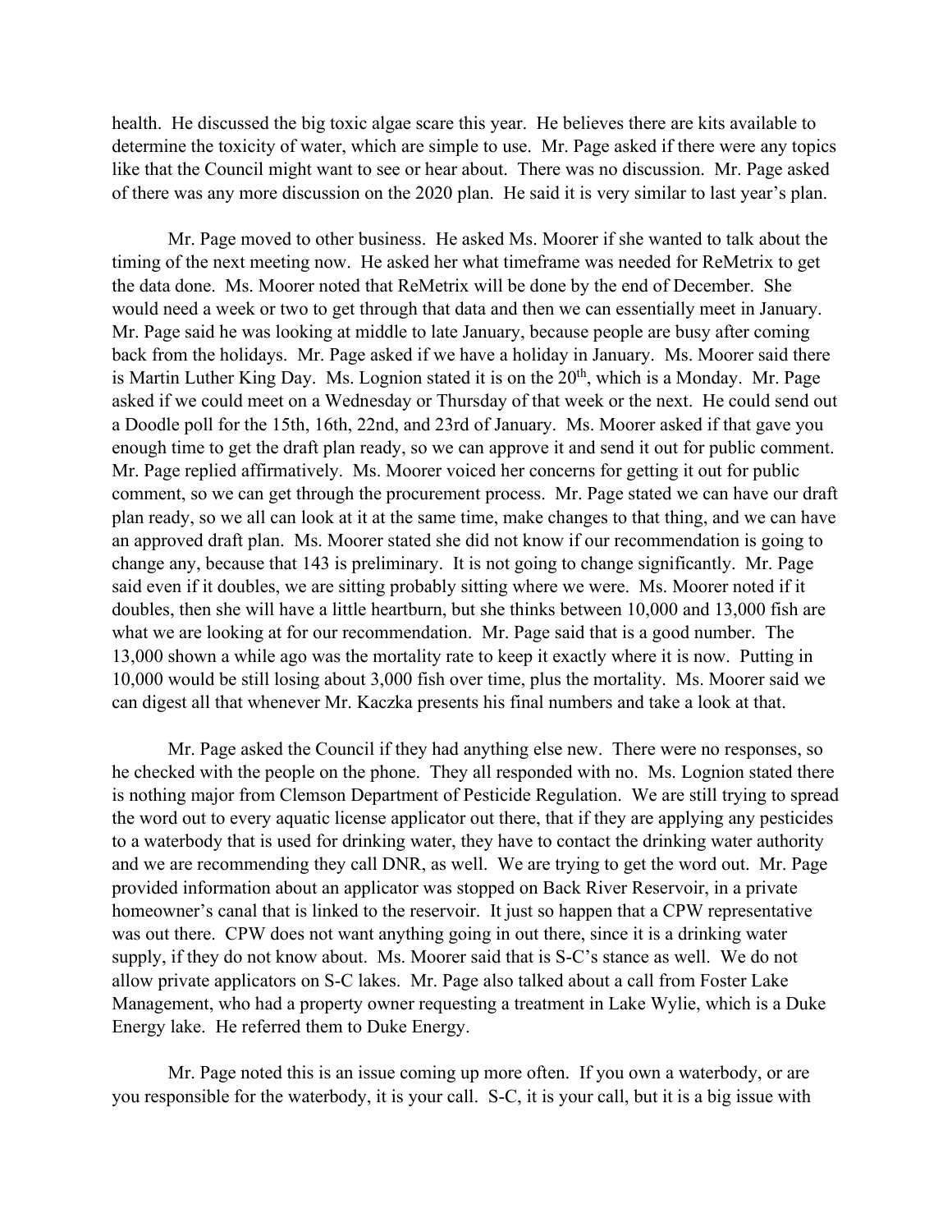health. He discussed the big toxic algae scare this year. He believes there are kits available to determine the toxicity of water, which are simple to use. Mr. Page asked if there were any topics like that the Council might want to see or hear about. There was no discussion. Mr. Page asked of there was any more discussion on the 2020 plan. He said it is very similar to last year's plan.

Mr. Page moved to other business. He asked Ms. Moorer if she wanted to talk about the timing of the next meeting now. He asked her what timeframe was needed for ReMetrix to get the data done. Ms. Moorer noted that ReMetrix will be done by the end of December. She would need a week or two to get through that data and then we can essentially meet in January. Mr. Page said he was looking at middle to late January, because people are busy after coming back from the holidays. Mr. Page asked if we have a holiday in January. Ms. Moorer said there is Martin Luther King Day. Ms. Lognion stated it is on the 20th, which is a Monday. Mr. Page asked if we could meet on a Wednesday or Thursday of that week or the next. He could send out a Doodle poll for the 15th, 16th, 22nd, and 23rd of January. Ms. Moorer asked if that gave you enough time to get the draft plan ready, so we can approve it and send it out for public comment. Mr. Page replied affirmatively. Ms. Moorer voiced her concerns for getting it out for public comment, so we can get through the procurement process. Mr. Page stated we can have our draft plan ready, so we all can look at it at the same time, make changes to that thing, and we can have an approved draft plan. Ms. Moorer stated she did not know if our recommendation is going to change any, because that 143 is preliminary. It is not going to change significantly. Mr. Page said even if it doubles, we are sitting probably sitting where we were. Ms. Moorer noted if it doubles, then she will have a little heartburn, but she thinks between 10,000 and 13,000 fish are what we are looking at for our recommendation. Mr. Page said that is a good number. The 13,000 shown a while ago was the mortality rate to keep it exactly where it is now. Putting in 10,000 would be still losing about 3,000 fish over time, plus the mortality. Ms. Moorer said we can digest all that whenever Mr. Kaczka presents his final numbers and take a look at that.

Mr. Page asked the Council if they had anything else new. There were no responses, so he checked with the people on the phone. They all responded with no. Ms. Lognion stated there is nothing major from Clemson Department of Pesticide Regulation. We are still trying to spread the word out to every aquatic license applicator out there, that if they are applying any pesticides to a waterbody that is used for drinking water, they have to contact the drinking water authority and we are recommending they call DNR, as well. We are trying to get the word out. Mr. Page provided information about an applicator was stopped on Back River Reservoir, in a private homeowner's canal that is linked to the reservoir. It just so happen that a CPW representative was out there. CPW does not want anything going in out there, since it is a drinking water supply, if they do not know about. Ms. Moorer said that is S-C's stance as well. We do not allow private applicators on S-C lakes. Mr. Page also talked about a call from Foster Lake Management, who had a property owner requesting a treatment in Lake Wylie, which is a Duke Energy lake. He referred them to Duke Energy.

Mr. Page noted this is an issue coming up more often. If you own a waterbody, or are you responsible for the waterbody, it is your call. S-C, it is your call, but it is a big issue with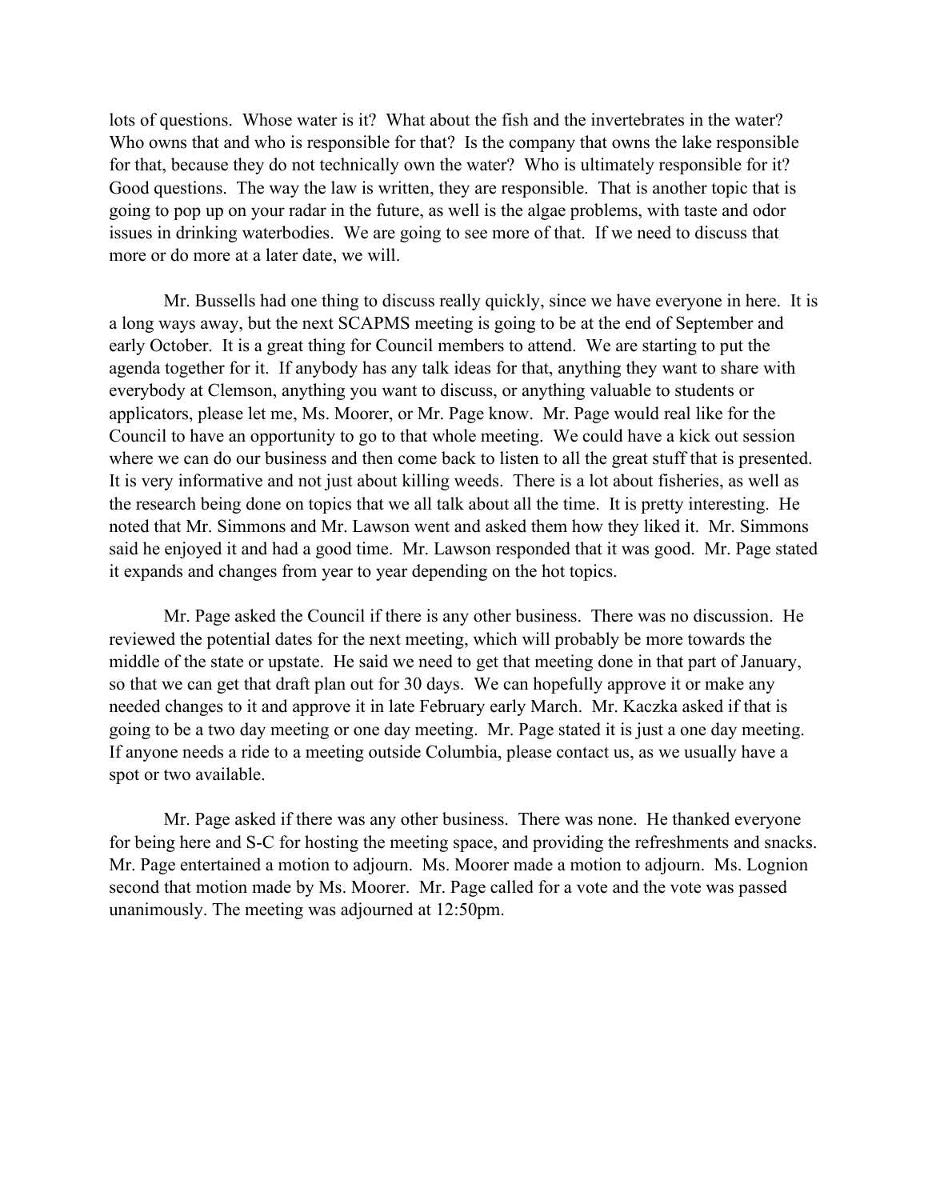lots of questions. Whose water is it? What about the fish and the invertebrates in the water? Who owns that and who is responsible for that? Is the company that owns the lake responsible for that, because they do not technically own the water? Who is ultimately responsible for it? Good questions. The way the law is written, they are responsible. That is another topic that is going to pop up on your radar in the future, as well is the algae problems, with taste and odor issues in drinking waterbodies. We are going to see more of that. If we need to discuss that more or do more at a later date, we will.

Mr. Bussells had one thing to discuss really quickly, since we have everyone in here. It is a long ways away, but the next SCAPMS meeting is going to be at the end of September and early October. It is a great thing for Council members to attend. We are starting to put the agenda together for it. If anybody has any talk ideas for that, anything they want to share with everybody at Clemson, anything you want to discuss, or anything valuable to students or applicators, please let me, Ms. Moorer, or Mr. Page know. Mr. Page would real like for the Council to have an opportunity to go to that whole meeting. We could have a kick out session where we can do our business and then come back to listen to all the great stuff that is presented. It is very informative and not just about killing weeds. There is a lot about fisheries, as well as the research being done on topics that we all talk about all the time. It is pretty interesting. He noted that Mr. Simmons and Mr. Lawson went and asked them how they liked it. Mr. Simmons said he enjoyed it and had a good time. Mr. Lawson responded that it was good. Mr. Page stated it expands and changes from year to year depending on the hot topics.

Mr. Page asked the Council if there is any other business. There was no discussion. He reviewed the potential dates for the next meeting, which will probably be more towards the middle of the state or upstate. He said we need to get that meeting done in that part of January, so that we can get that draft plan out for 30 days. We can hopefully approve it or make any needed changes to it and approve it in late February early March. Mr. Kaczka asked if that is going to be a two day meeting or one day meeting. Mr. Page stated it is just a one day meeting. If anyone needs a ride to a meeting outside Columbia, please contact us, as we usually have a spot or two available.

Mr. Page asked if there was any other business. There was none. He thanked everyone for being here and S-C for hosting the meeting space, and providing the refreshments and snacks. Mr. Page entertained a motion to adjourn. Ms. Moorer made a motion to adjourn. Ms. Lognion second that motion made by Ms. Moorer. Mr. Page called for a vote and the vote was passed unanimously. The meeting was adjourned at 12:50pm.